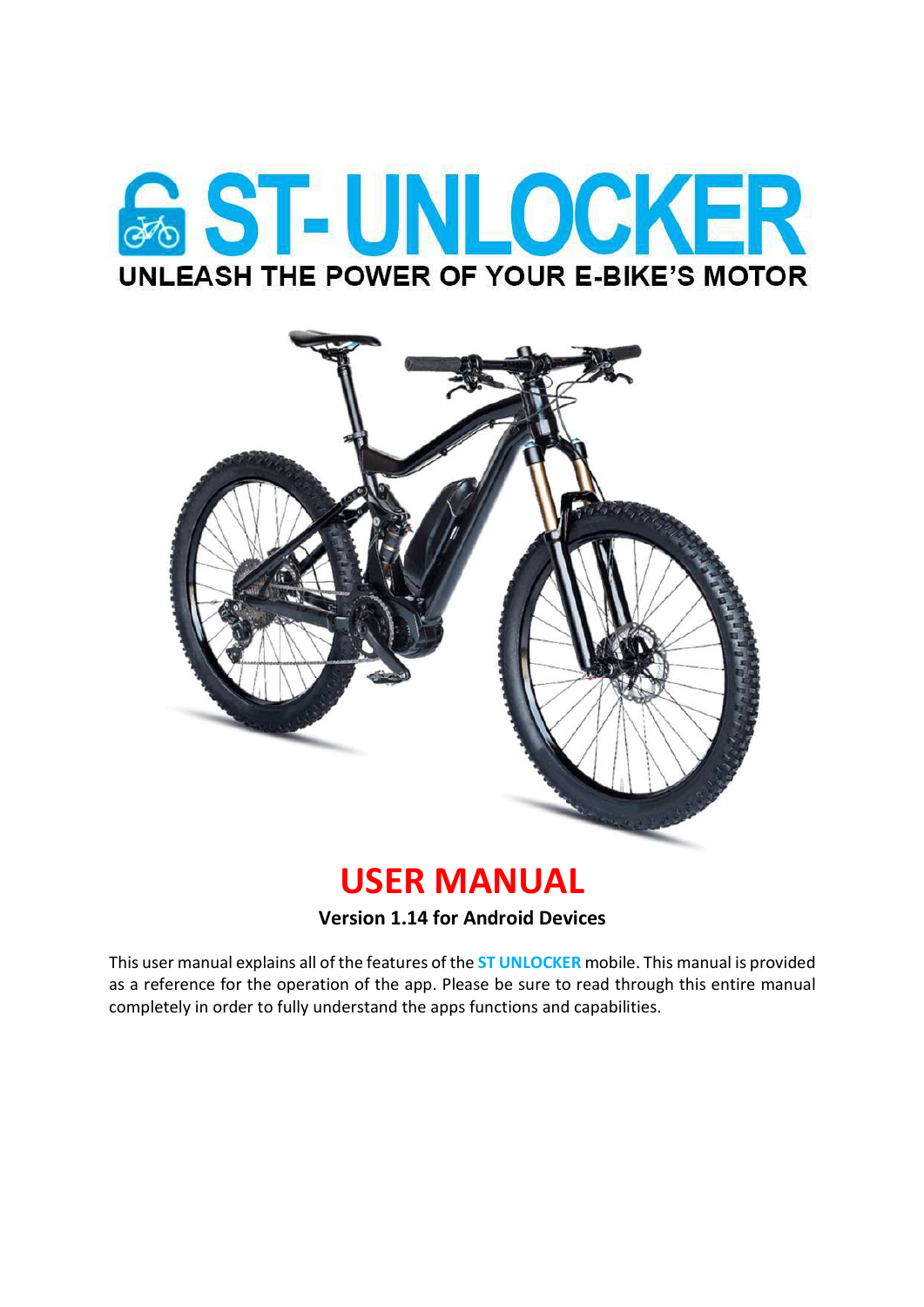# ST-UNLOCKER

UNLEASH THE POWER OF YOUR E-BIKE'S MOTOR

# USER MANUAL

**Version 1.14 for Android Devices**

This user manual explains all of the features of the **ST UNLOCKER** mobile. This manual is provided as a reference for the operation of the app. Please be sure to read through this entire manual completely in order to fully understand the apps functions and capabilities.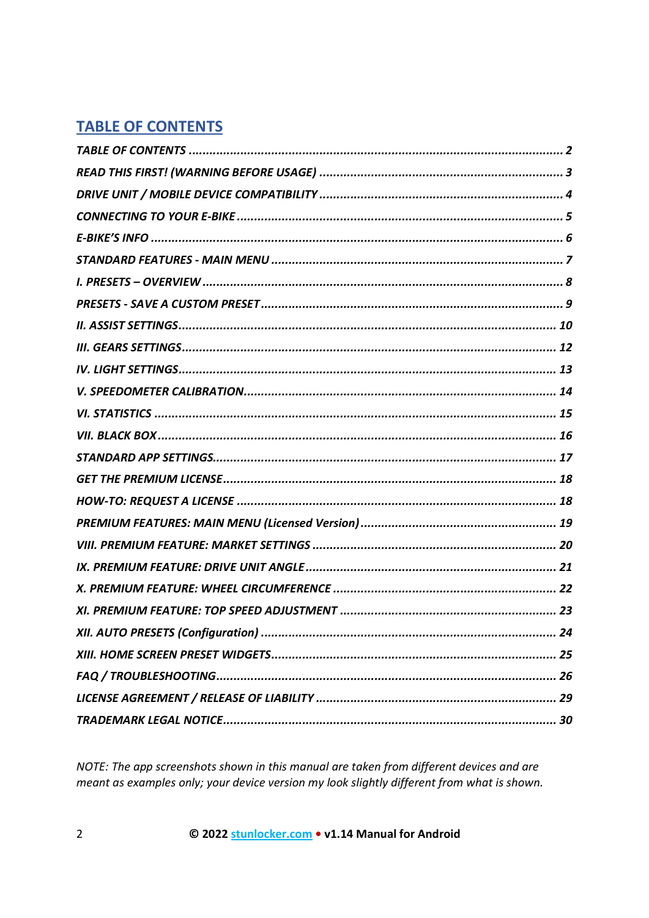## TABLE OF CONTENTS

*TABLE OF CONTENTS ........................................................ 2*
*READ THIS FIRST! (WARNING BEFORE USAGE) ........................................................ 3*
*DRIVE UNIT / MOBILE DEVICE COMPATIBILITY ........................................................ 4*
*CONNECTING TO YOUR E-BIKE ........................................................ 5*
*E-BIKE'S INFO ........................................................ 6*
*STANDARD FEATURES - MAIN MENU ........................................................ 7*
*I. PRESETS – OVERVIEW ........................................................ 8*
*PRESETS - SAVE A CUSTOM PRESET ........................................................ 9*
*II. ASSIST SETTINGS ........................................................ 10*
*III. GEARS SETTINGS ........................................................ 12*
*IV. LIGHT SETTINGS ........................................................ 13*
*V. SPEEDOMETER CALIBRATION ........................................................ 14*
*VI. STATISTICS ........................................................ 15*
*VII. BLACK BOX ........................................................ 16*
*STANDARD APP SETTINGS ........................................................ 17*
*GET THE PREMIUM LICENSE ........................................................ 18*
*HOW-TO: REQUEST A LICENSE ........................................................ 18*
*PREMIUM FEATURES: MAIN MENU (Licensed Version) ........................................................ 19*
*VIII. PREMIUM FEATURE: MARKET SETTINGS ........................................................ 20*
*IX. PREMIUM FEATURE: DRIVE UNIT ANGLE ........................................................ 21*
*X. PREMIUM FEATURE: WHEEL CIRCUMFERENCE ........................................................ 22*
*XI. PREMIUM FEATURE: TOP SPEED ADJUSTMENT ........................................................ 23*
*XII. AUTO PRESETS (Configuration) ........................................................ 24*
*XIII. HOME SCREEN PRESET WIDGETS ........................................................ 25*
*FAQ / TROUBLESHOOTING ........................................................ 26*
*LICENSE AGREEMENT / RELEASE OF LIABILITY ........................................................ 29*
*TRADEMARK LEGAL NOTICE ........................................................ 30*

*NOTE: The app screenshots shown in this manual are taken from different devices and are meant as examples only; your device version my look slightly different from what is shown.*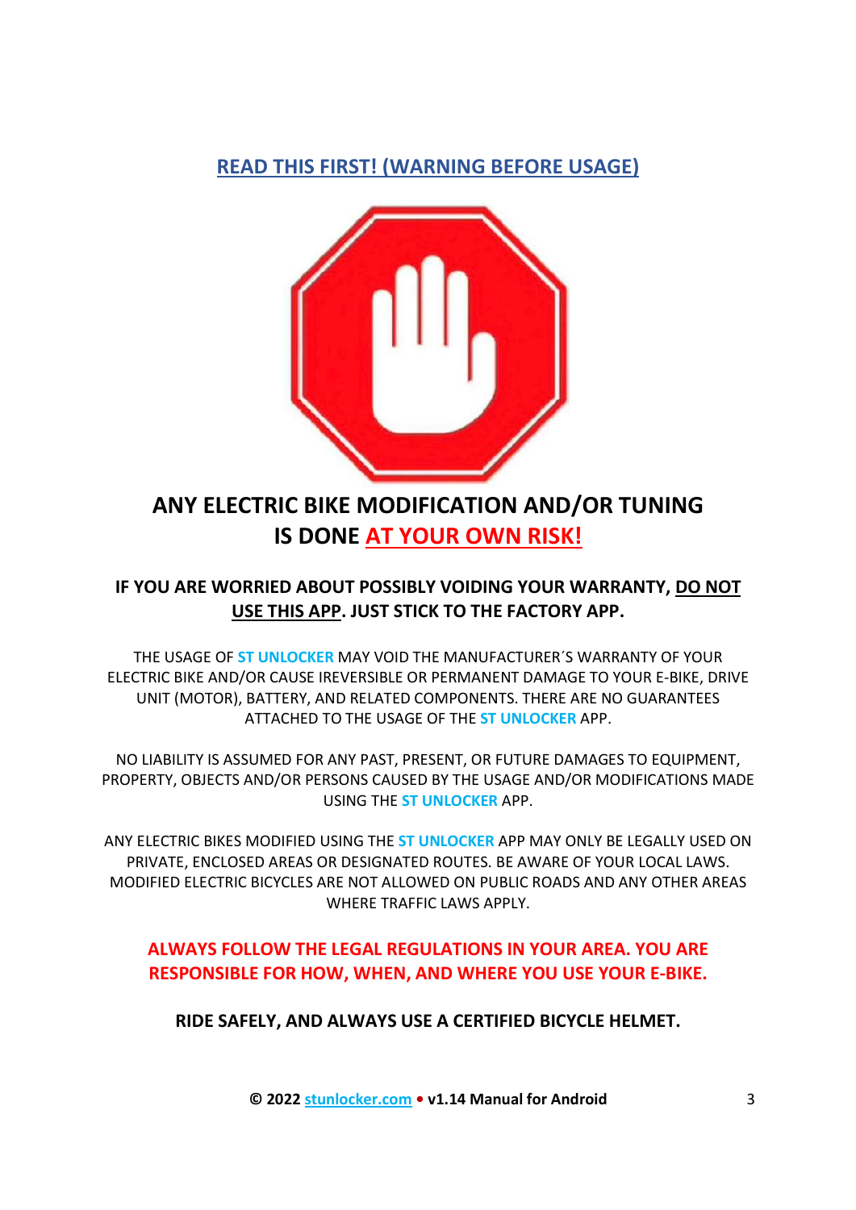## READ THIS FIRST! (WARNING BEFORE USAGE)

# ANY ELECTRIC BIKE MODIFICATION AND/OR TUNING IS DONE AT YOUR OWN RISK!

**IF YOU ARE WORRIED ABOUT POSSIBLY VOIDING YOUR WARRANTY, DO NOT USE THIS APP. JUST STICK TO THE FACTORY APP.**

THE USAGE OF **ST UNLOCKER** MAY VOID THE MANUFACTURER´S WARRANTY OF YOUR ELECTRIC BIKE AND/OR CAUSE IREVERSIBLE OR PERMANENT DAMAGE TO YOUR E-BIKE, DRIVE UNIT (MOTOR), BATTERY, AND RELATED COMPONENTS. THERE ARE NO GUARANTEES ATTACHED TO THE USAGE OF THE **ST UNLOCKER** APP.

NO LIABILITY IS ASSUMED FOR ANY PAST, PRESENT, OR FUTURE DAMAGES TO EQUIPMENT, PROPERTY, OBJECTS AND/OR PERSONS CAUSED BY THE USAGE AND/OR MODIFICATIONS MADE USING THE **ST UNLOCKER** APP.

ANY ELECTRIC BIKES MODIFIED USING THE **ST UNLOCKER** APP MAY ONLY BE LEGALLY USED ON PRIVATE, ENCLOSED AREAS OR DESIGNATED ROUTES. BE AWARE OF YOUR LOCAL LAWS. MODIFIED ELECTRIC BICYCLES ARE NOT ALLOWED ON PUBLIC ROADS AND ANY OTHER AREAS WHERE TRAFFIC LAWS APPLY.

**ALWAYS FOLLOW THE LEGAL REGULATIONS IN YOUR AREA. YOU ARE RESPONSIBLE FOR HOW, WHEN, AND WHERE YOU USE YOUR E-BIKE.**

**RIDE SAFELY, AND ALWAYS USE A CERTIFIED BICYCLE HELMET.**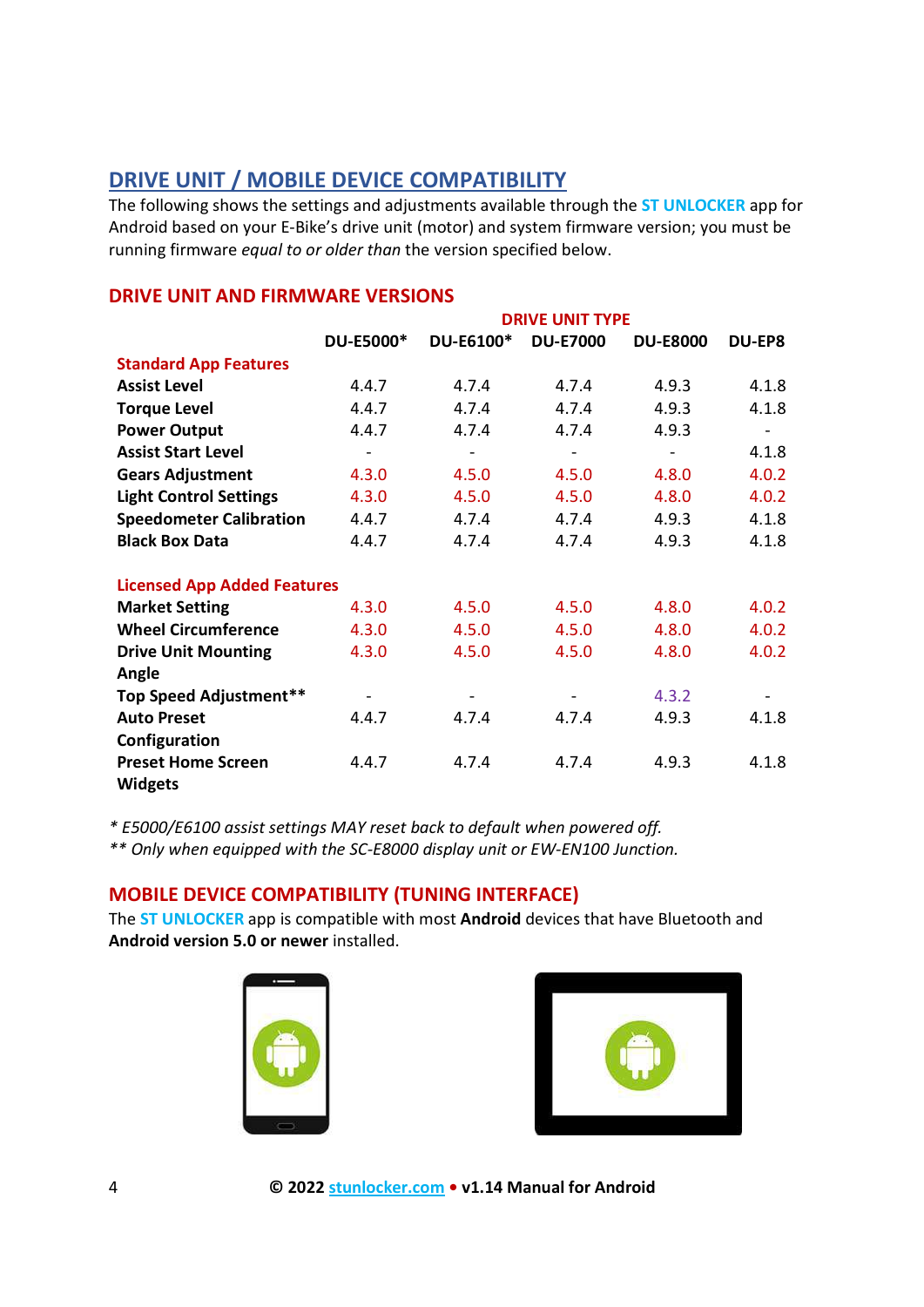## DRIVE UNIT / MOBILE DEVICE COMPATIBILITY

The following shows the settings and adjustments available through the **ST UNLOCKER** app for Android based on your E-Bike's drive unit (motor) and system firmware version; you must be running firmware *equal to or older than* the version specified below.

### DRIVE UNIT AND FIRMWARE VERSIONS

| | DRIVE UNIT TYPE | | | | |
|---|---|---|---|---|---|
| | DU-E5000* | DU-E6100* | DU-E7000 | DU-E8000 | DU-EP8 |
| **Standard App Features** | | | | | |
| **Assist Level** | 4.4.7 | 4.7.4 | 4.7.4 | 4.9.3 | 4.1.8 |
| **Torque Level** | 4.4.7 | 4.7.4 | 4.7.4 | 4.9.3 | 4.1.8 |
| **Power Output** | 4.4.7 | 4.7.4 | 4.7.4 | 4.9.3 | - |
| **Assist Start Level** | - | - | - | - | 4.1.8 |
| **Gears Adjustment** | 4.3.0 | 4.5.0 | 4.5.0 | 4.8.0 | 4.0.2 |
| **Light Control Settings** | 4.3.0 | 4.5.0 | 4.5.0 | 4.8.0 | 4.0.2 |
| **Speedometer Calibration** | 4.4.7 | 4.7.4 | 4.7.4 | 4.9.3 | 4.1.8 |
| **Black Box Data** | 4.4.7 | 4.7.4 | 4.7.4 | 4.9.3 | 4.1.8 |
| **Licensed App Added Features** | | | | | |
| **Market Setting** | 4.3.0 | 4.5.0 | 4.5.0 | 4.8.0 | 4.0.2 |
| **Wheel Circumference** | 4.3.0 | 4.5.0 | 4.5.0 | 4.8.0 | 4.0.2 |
| **Drive Unit Mounting Angle** | 4.3.0 | 4.5.0 | 4.5.0 | 4.8.0 | 4.0.2 |
| **Top Speed Adjustment**** | - | - | - | 4.3.2 | - |
| **Auto Preset Configuration** | 4.4.7 | 4.7.4 | 4.7.4 | 4.9.3 | 4.1.8 |
| **Preset Home Screen Widgets** | 4.4.7 | 4.7.4 | 4.7.4 | 4.9.3 | 4.1.8 |

*\* E5000/E6100 assist settings MAY reset back to default when powered off.*
*\*\* Only when equipped with the SC-E8000 display unit or EW-EN100 Junction.*

### MOBILE DEVICE COMPATIBILITY (TUNING INTERFACE)

The **ST UNLOCKER** app is compatible with most **Android** devices that have Bluetooth and **Android version 5.0 or newer** installed.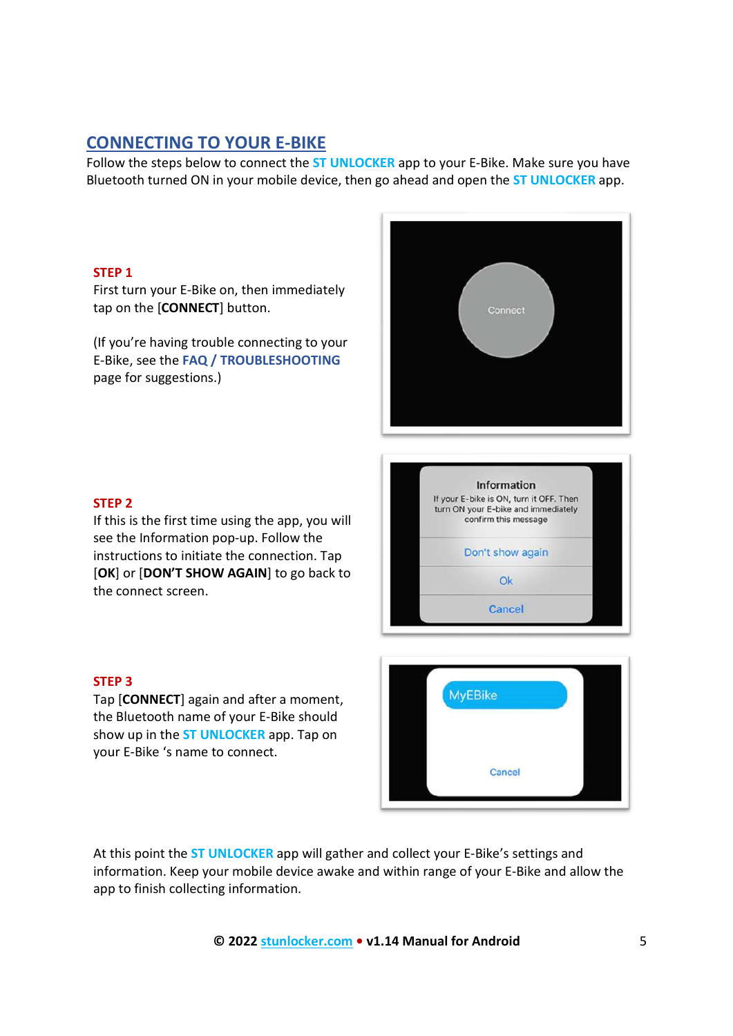## CONNECTING TO YOUR E-BIKE

Follow the steps below to connect the **ST UNLOCKER** app to your E-Bike. Make sure you have Bluetooth turned ON in your mobile device, then go ahead and open the **ST UNLOCKER** app.

**STEP 1**

First turn your E-Bike on, then immediately tap on the [**CONNECT**] button.

(If you're having trouble connecting to your E-Bike, see the **FAQ / TROUBLESHOOTING** page for suggestions.)

**STEP 2**

If this is the first time using the app, you will see the Information pop-up. Follow the instructions to initiate the connection. Tap [**OK**] or [**DON'T SHOW AGAIN**] to go back to the connect screen.

**STEP 3**

Tap [**CONNECT**] again and after a moment, the Bluetooth name of your E-Bike should show up in the **ST UNLOCKER** app. Tap on your E-Bike 's name to connect.

At this point the **ST UNLOCKER** app will gather and collect your E-Bike's settings and information. Keep your mobile device awake and within range of your E-Bike and allow the app to finish collecting information.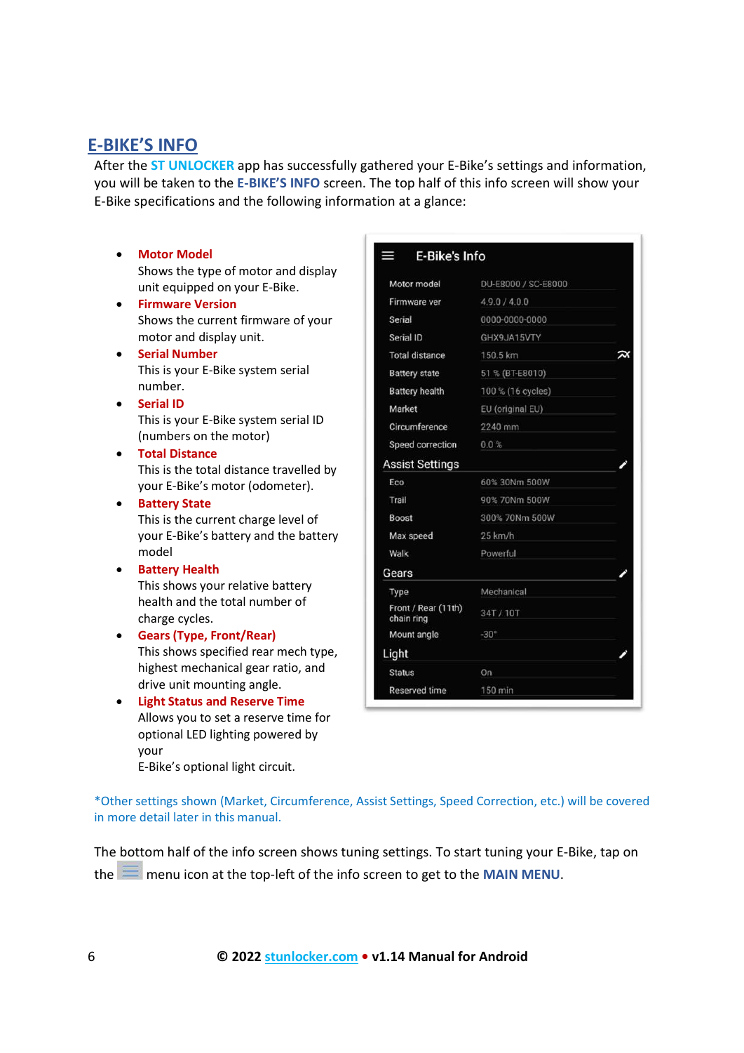## E-BIKE'S INFO

After the **ST UNLOCKER** app has successfully gathered your E-Bike's settings and information, you will be taken to the **E-BIKE'S INFO** screen. The top half of this info screen will show your E-Bike specifications and the following information at a glance:

- **Motor Model**
  Shows the type of motor and display unit equipped on your E-Bike.
- **Firmware Version**
  Shows the current firmware of your motor and display unit.
- **Serial Number**
  This is your E-Bike system serial number.
- **Serial ID**
  This is your E-Bike system serial ID (numbers on the motor)
- **Total Distance**
  This is the total distance travelled by your E-Bike's motor (odometer).
- **Battery State**
  This is the current charge level of your E-Bike's battery and the battery model
- **Battery Health**
  This shows your relative battery health and the total number of charge cycles.
- **Gears (Type, Front/Rear)**
  This shows specified rear mech type, highest mechanical gear ratio, and drive unit mounting angle.
- **Light Status and Reserve Time**
  Allows you to set a reserve time for optional LED lighting powered by your
  E-Bike's optional light circuit.

E-Bike's Info

| | |
|---|---|
| Motor model | DU-E8000 / SC-E8000 |
| Firmware ver | 4.9.0 / 4.0.0 |
| Serial | 0000-0000-0000 |
| Serial ID | GHX9JA15VTY |
| Total distance | 150.5 km |
| Battery state | 51 % (BT-E8010) |
| Battery health | 100 % (16 cycles) |
| Market | EU (original EU) |
| Circumference | 2240 mm |
| Speed correction | 0.0 % |
| **Assist Settings** | |
| Eco | 60% 30Nm 500W |
| Trail | 90% 70Nm 500W |
| Boost | 300% 70Nm 500W |
| Max speed | 25 km/h |
| Walk | Powerful |
| **Gears** | |
| Type | Mechanical |
| Front / Rear (11th) chain ring | 34T / 10T |
| Mount angle | -30° |
| **Light** | |
| Status | On |
| Reserved time | 150 min |

*Other settings shown (Market, Circumference, Assist Settings, Speed Correction, etc.) will be covered in more detail later in this manual.

The bottom half of the info screen shows tuning settings. To start tuning your E-Bike, tap on the ☰ menu icon at the top-left of the info screen to get to the **MAIN MENU**.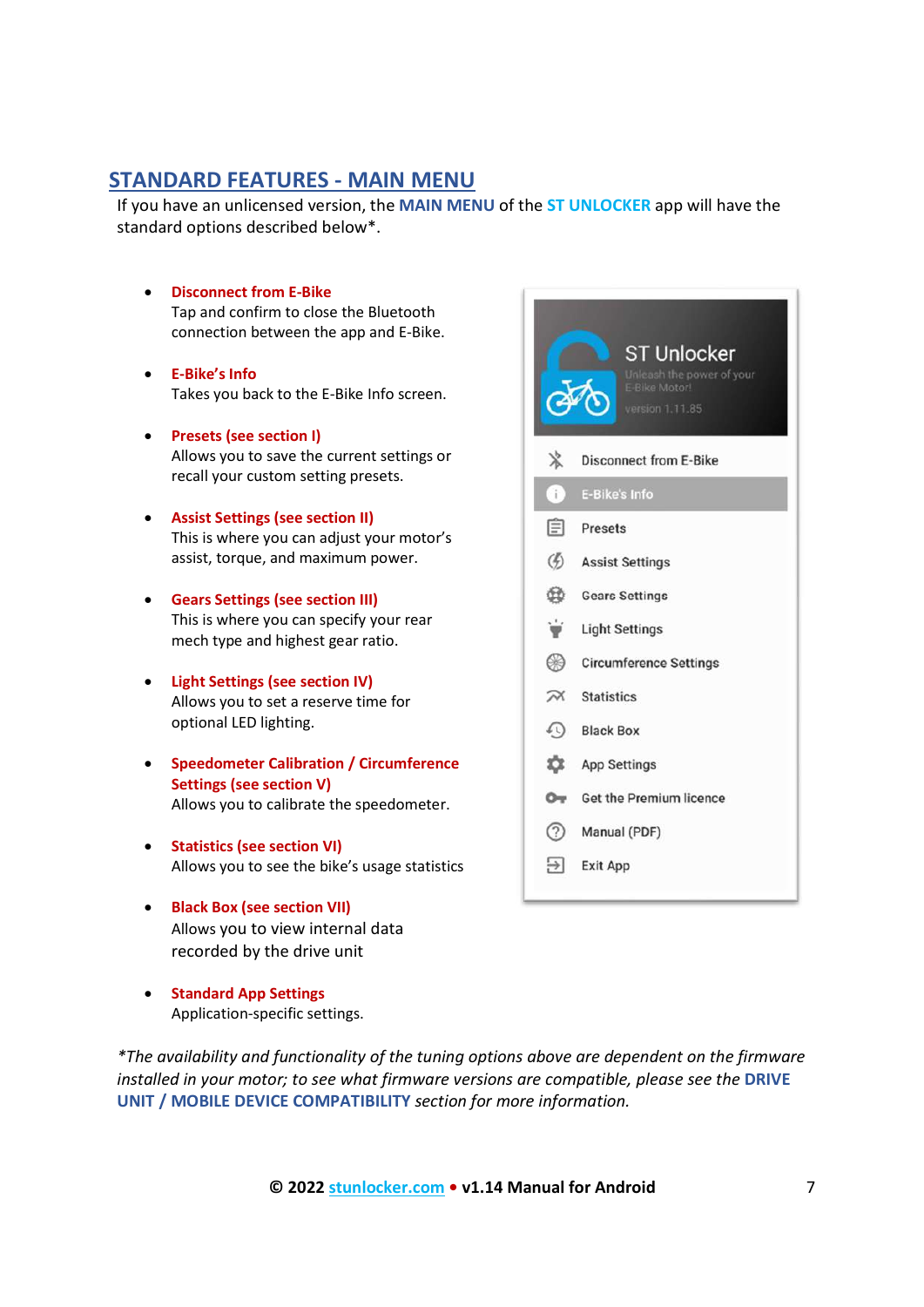## STANDARD FEATURES - MAIN MENU

If you have an unlicensed version, the **MAIN MENU** of the **ST UNLOCKER** app will have the standard options described below*.

- **Disconnect from E-Bike**
  Tap and confirm to close the Bluetooth connection between the app and E-Bike.
- **E-Bike's Info**
  Takes you back to the E-Bike Info screen.
- **Presets (see section I)**
  Allows you to save the current settings or recall your custom setting presets.
- **Assist Settings (see section II)**
  This is where you can adjust your motor's assist, torque, and maximum power.
- **Gears Settings (see section III)**
  This is where you can specify your rear mech type and highest gear ratio.
- **Light Settings (see section IV)**
  Allows you to set a reserve time for optional LED lighting.
- **Speedometer Calibration / Circumference Settings (see section V)**
  Allows you to calibrate the speedometer.
- **Statistics (see section VI)**
  Allows you to see the bike's usage statistics
- **Black Box (see section VII)**
  Allows you to view internal data recorded by the drive unit
- **Standard App Settings**
  Application-specific settings.

ST Unlocker
Unleash the power of your E-Bike Motor!
version 1.11.85

- Disconnect from E-Bike
- E-Bike's Info
- Presets
- Assist Settings
- Gears Settings
- Light Settings
- Circumference Settings
- Statistics
- Black Box
- App Settings
- Get the Premium licence
- Manual (PDF)
- Exit App

*\*The availability and functionality of the tuning options above are dependent on the firmware installed in your motor; to see what firmware versions are compatible, please see the* **DRIVE UNIT / MOBILE DEVICE COMPATIBILITY** *section for more information.*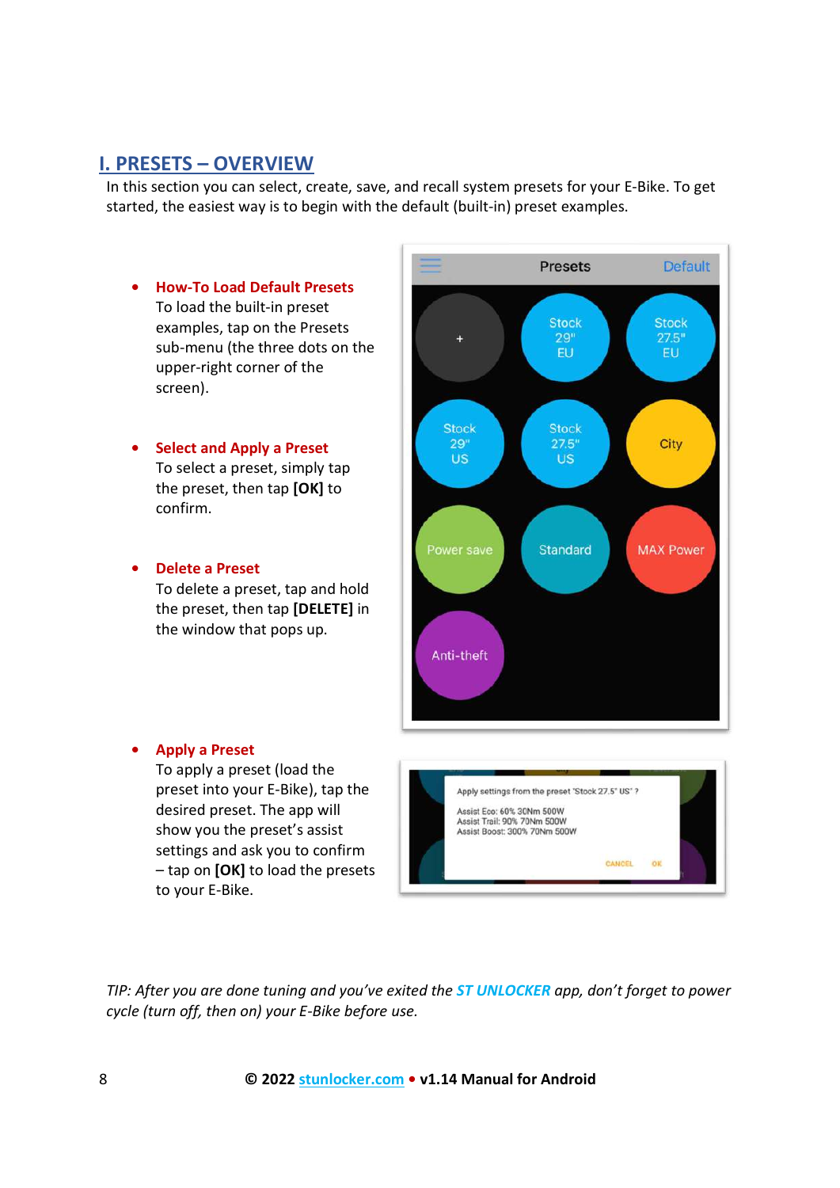## I. PRESETS – OVERVIEW

In this section you can select, create, save, and recall system presets for your E-Bike. To get started, the easiest way is to begin with the default (built-in) preset examples.

- **How-To Load Default Presets**
  To load the built-in preset examples, tap on the Presets sub-menu (the three dots on the upper-right corner of the screen).

- **Select and Apply a Preset**
  To select a preset, simply tap the preset, then tap **[OK]** to confirm.

- **Delete a Preset**
  To delete a preset, tap and hold the preset, then tap **[DELETE]** in the window that pops up.

- **Apply a Preset**
  To apply a preset (load the preset into your E-Bike), tap the desired preset. The app will show you the preset's assist settings and ask you to confirm – tap on **[OK]** to load the presets to your E-Bike.

*TIP: After you are done tuning and you've exited the **ST UNLOCKER** app, don't forget to power cycle (turn off, then on) your E-Bike before use.*

**© 2022 stunlocker.com • v1.14 Manual for Android**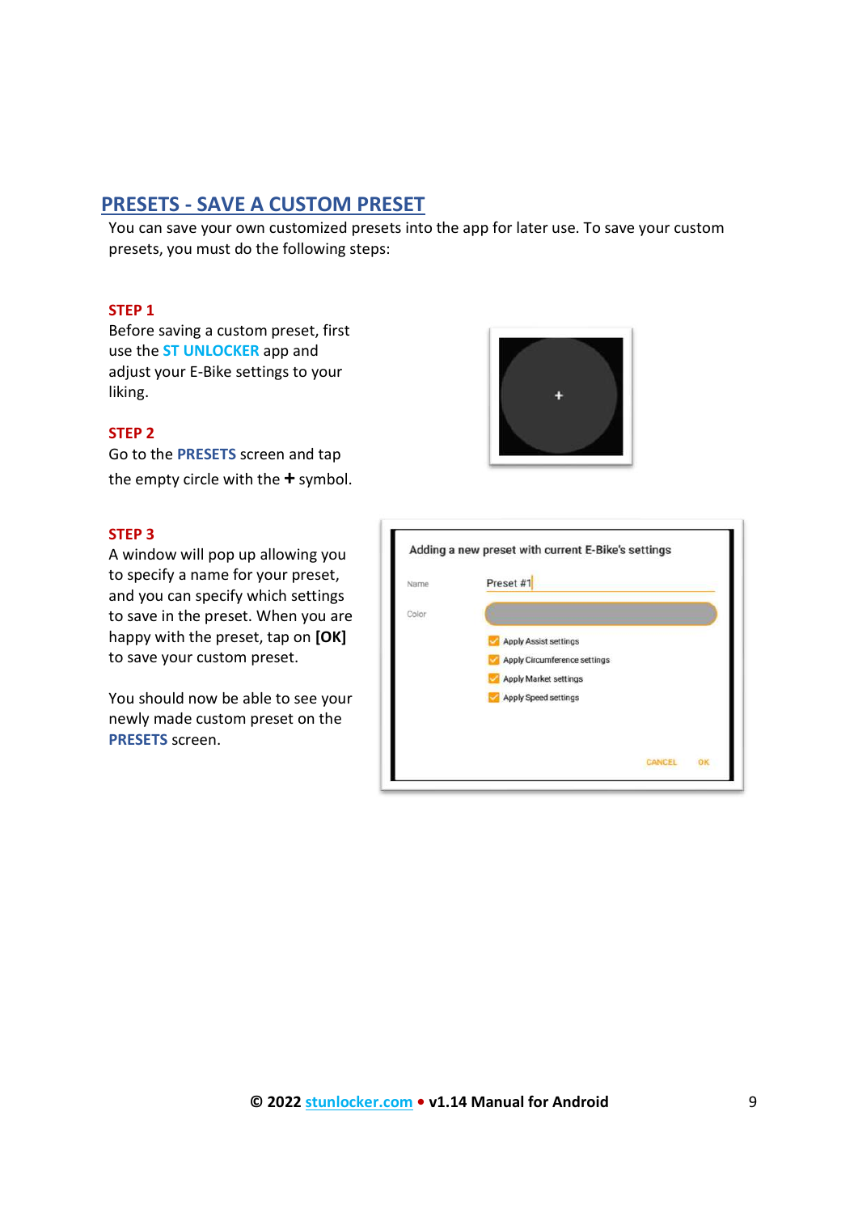## PRESETS - SAVE A CUSTOM PRESET

You can save your own customized presets into the app for later use. To save your custom presets, you must do the following steps:

**STEP 1**

Before saving a custom preset, first use the **ST UNLOCKER** app and adjust your E-Bike settings to your liking.

**STEP 2**

Go to the **PRESETS** screen and tap the empty circle with the **+** symbol.

**STEP 3**

A window will pop up allowing you to specify a name for your preset, and you can specify which settings to save in the preset. When you are happy with the preset, tap on **[OK]** to save your custom preset.

You should now be able to see your newly made custom preset on the **PRESETS** screen.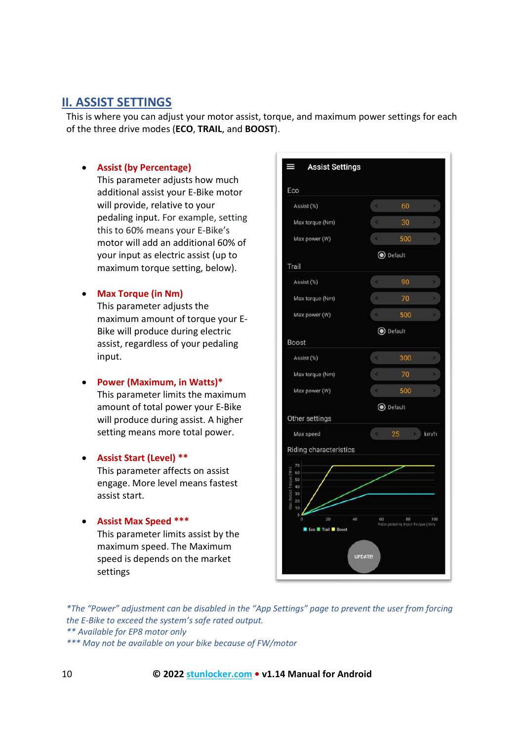## II. ASSIST SETTINGS

This is where you can adjust your motor assist, torque, and maximum power settings for each of the three drive modes (**ECO**, **TRAIL**, and **BOOST**).

- **Assist (by Percentage)**
  This parameter adjusts how much additional assist your E-Bike motor will provide, relative to your pedaling input. For example, setting this to 60% means your E-Bike's motor will add an additional 60% of your input as electric assist (up to maximum torque setting, below).

- **Max Torque (in Nm)**
  This parameter adjusts the maximum amount of torque your E-Bike will produce during electric assist, regardless of your pedaling input.

- **Power (Maximum, in Watts)***
  This parameter limits the maximum amount of total power your E-Bike will produce during assist. A higher setting means more total power.

- **Assist Start (Level) ****
  This parameter affects on assist engage. More level means fastest assist start.

- **Assist Max Speed *****
  This parameter limits assist by the maximum speed. The Maximum speed is depends on the market settings

Assist Settings

Eco
Assist (%) 60
Max torque (Nm) 30
Max power (W) 500
Default

Trail
Assist (%) 90
Max torque (Nm) 70
Max power (W) 500
Default

Boost
Assist (%) 300
Max torque (Nm) 70
Max power (W) 500
Default

Other settings
Max speed 25 km/h

Riding characteristics
Max Output Torque (Nm)
70 60 50 40 30 20 10 0
0 20 40 60 80 100
Rider pedaling Input Torque (Nm)
Eco Trail Boost

UPDATE!

*\*The "Power" adjustment can be disabled in the "App Settings" page to prevent the user from forcing the E-Bike to exceed the system's safe rated output.*
*\*\* Available for EP8 motor only*
*\*\*\* May not be available on your bike because of FW/motor*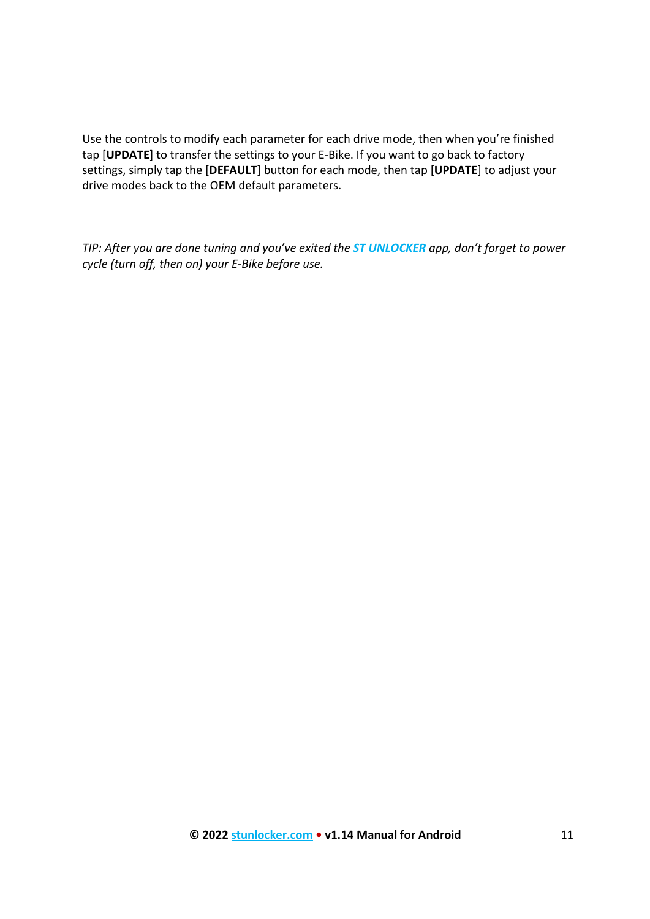Use the controls to modify each parameter for each drive mode, then when you're finished tap [**UPDATE**] to transfer the settings to your E-Bike. If you want to go back to factory settings, simply tap the [**DEFAULT**] button for each mode, then tap [**UPDATE**] to adjust your drive modes back to the OEM default parameters.

*TIP: After you are done tuning and you've exited the **ST UNLOCKER** app, don't forget to power cycle (turn off, then on) your E-Bike before use.*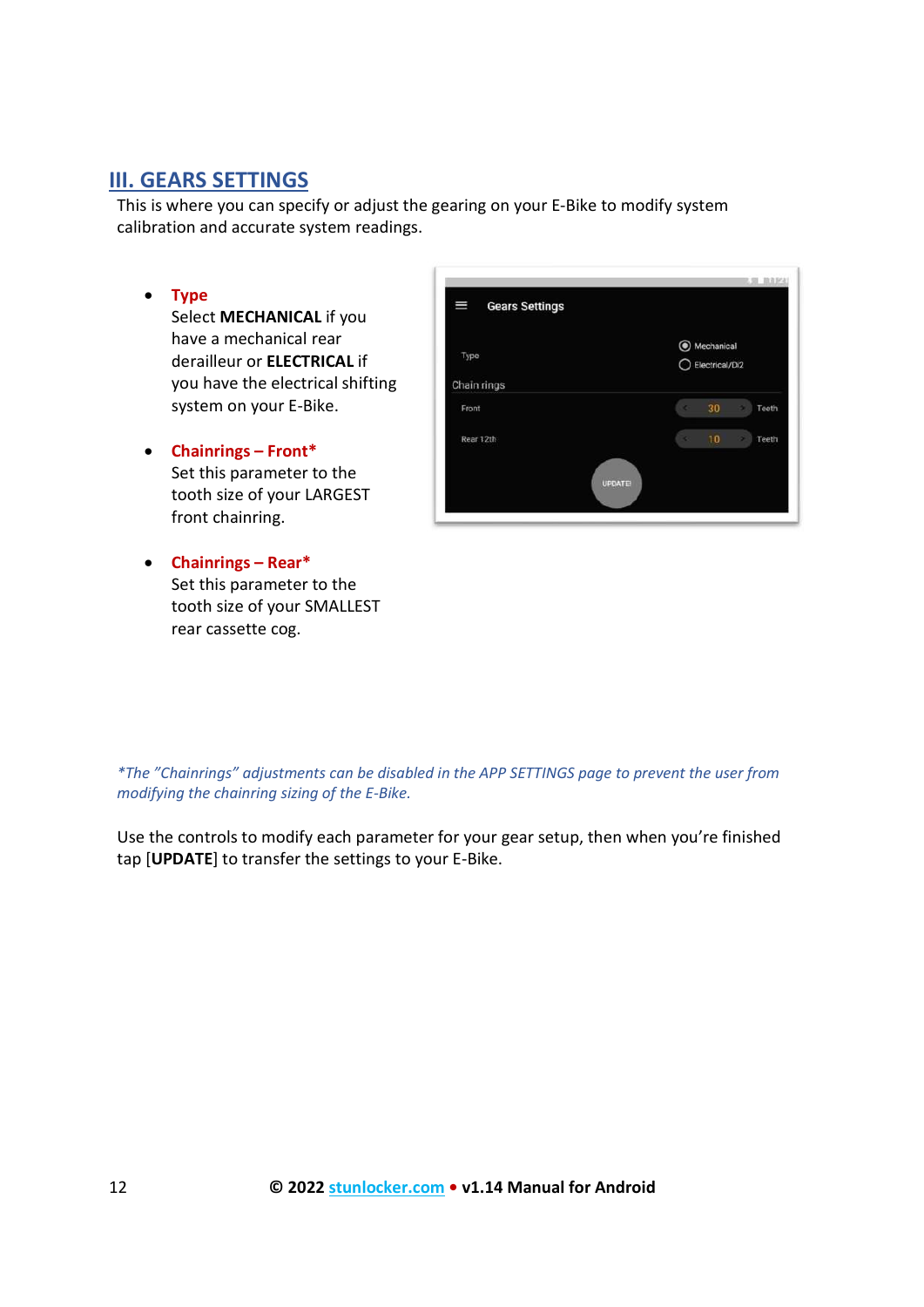## III. GEARS SETTINGS

This is where you can specify or adjust the gearing on your E-Bike to modify system calibration and accurate system readings.

- **Type**
  Select **MECHANICAL** if you have a mechanical rear derailleur or **ELECTRICAL** if you have the electrical shifting system on your E-Bike.

- **Chainrings – Front***
  Set this parameter to the tooth size of your LARGEST front chainring.

- **Chainrings – Rear***
  Set this parameter to the tooth size of your SMALLEST rear cassette cog.

*\*The "Chainrings" adjustments can be disabled in the APP SETTINGS page to prevent the user from modifying the chainring sizing of the E-Bike.*

Use the controls to modify each parameter for your gear setup, then when you're finished tap [**UPDATE**] to transfer the settings to your E-Bike.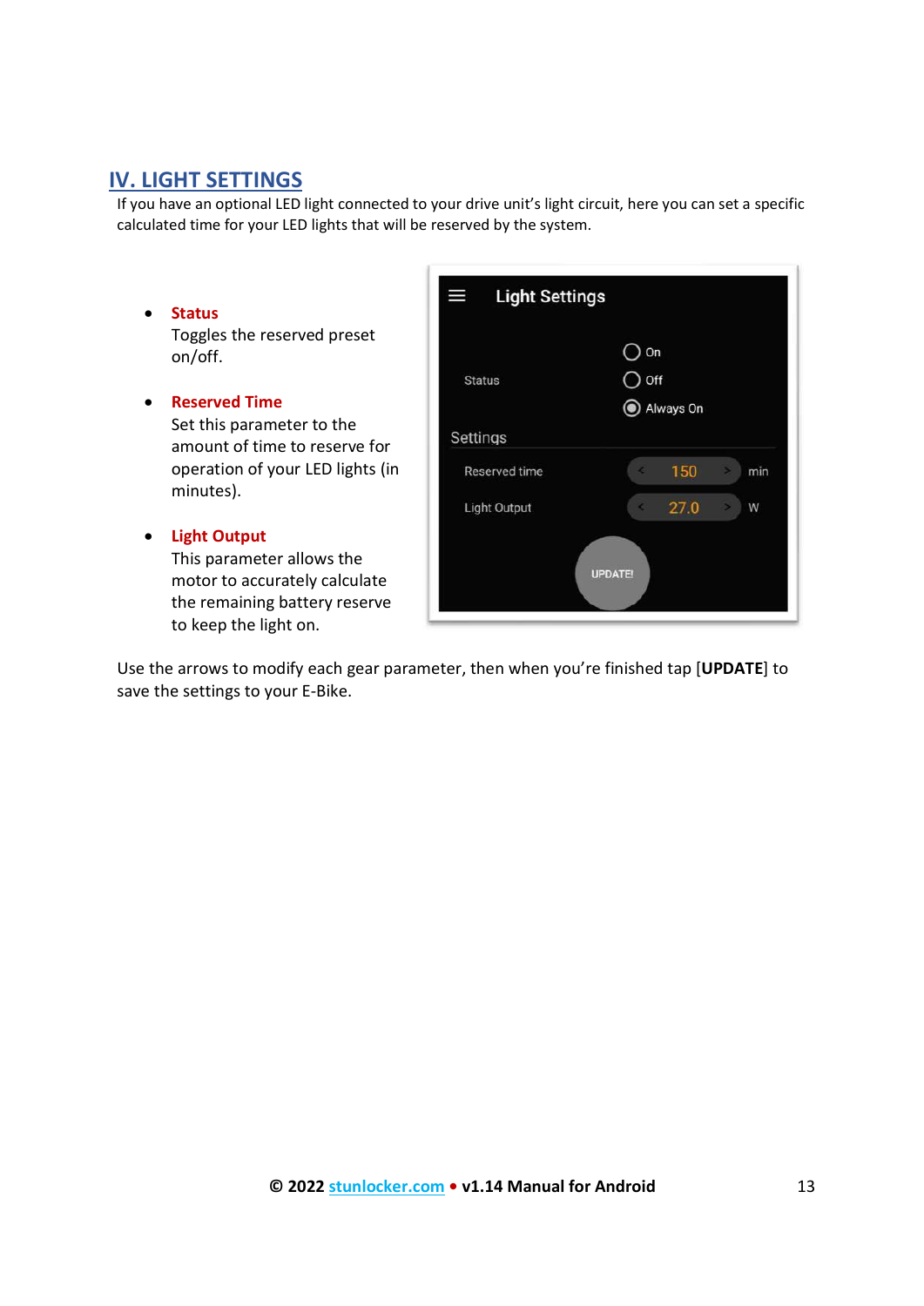## IV. LIGHT SETTINGS

If you have an optional LED light connected to your drive unit's light circuit, here you can set a specific calculated time for your LED lights that will be reserved by the system.

- **Status**
  Toggles the reserved preset on/off.

- **Reserved Time**
  Set this parameter to the amount of time to reserve for operation of your LED lights (in minutes).

- **Light Output**
  This parameter allows the motor to accurately calculate the remaining battery reserve to keep the light on.

Light Settings

Status

On

Off

Always On

Settings

Reserved time 150 min

Light Output 27.0 W

UPDATE!

Use the arrows to modify each gear parameter, then when you're finished tap [**UPDATE**] to save the settings to your E-Bike.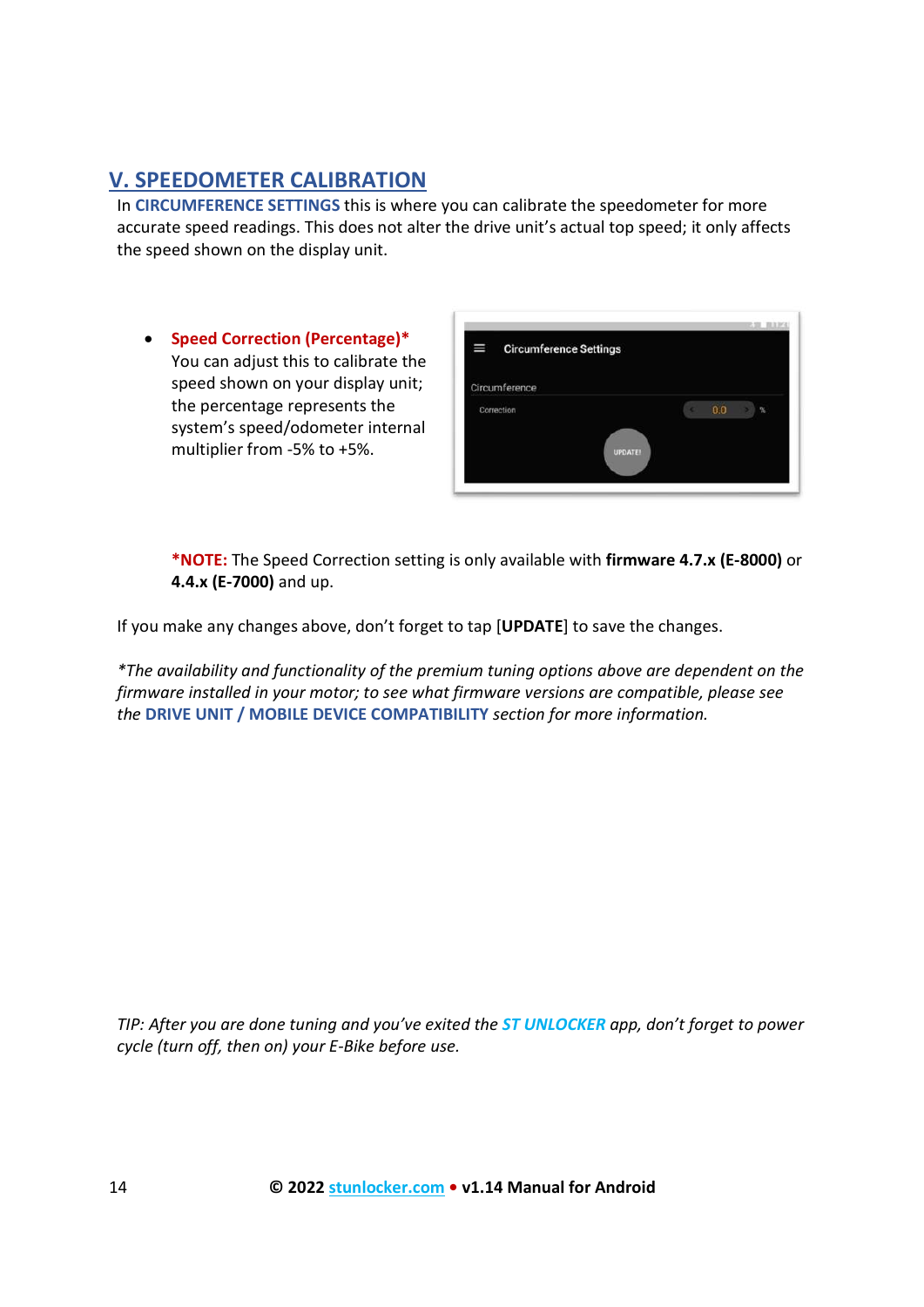## V. SPEEDOMETER CALIBRATION

In **CIRCUMFERENCE SETTINGS** this is where you can calibrate the speedometer for more accurate speed readings. This does not alter the drive unit's actual top speed; it only affects the speed shown on the display unit.

- **Speed Correction (Percentage)***
  You can adjust this to calibrate the speed shown on your display unit; the percentage represents the system's speed/odometer internal multiplier from -5% to +5%.

**\*NOTE:** The Speed Correction setting is only available with **firmware 4.7.x (E-8000)** or **4.4.x (E-7000)** and up.

If you make any changes above, don't forget to tap [**UPDATE**] to save the changes.

*\*The availability and functionality of the premium tuning options above are dependent on the firmware installed in your motor; to see what firmware versions are compatible, please see the* **DRIVE UNIT / MOBILE DEVICE COMPATIBILITY** *section for more information.*

*TIP: After you are done tuning and you've exited the* ***ST UNLOCKER*** *app, don't forget to power cycle (turn off, then on) your E-Bike before use.*

**© 2022 stunlocker.com • v1.14 Manual for Android**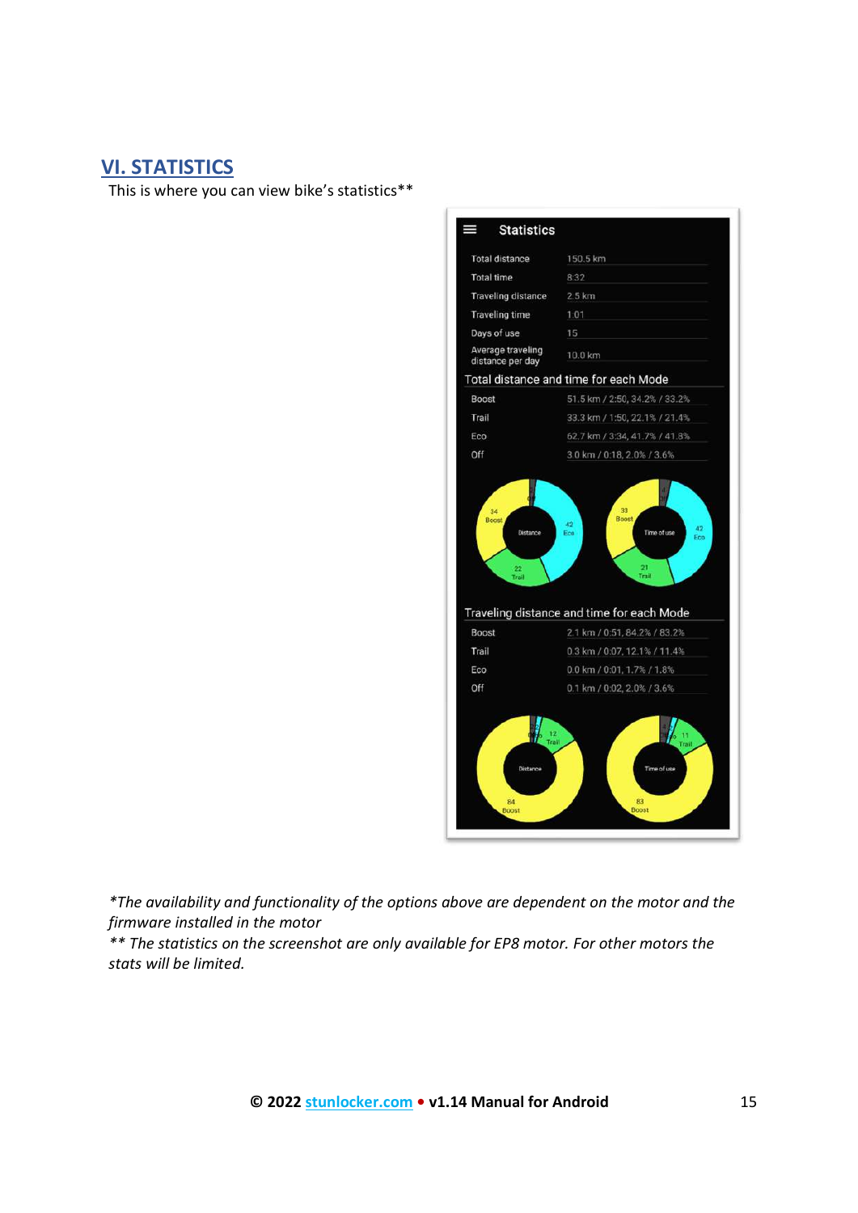## VI. STATISTICS

This is where you can view bike's statistics**

Statistics

| | |
|---|---|
| Total distance | 150.5 km |
| Total time | 8:32 |
| Traveling distance | 2.5 km |
| Traveling time | 1:01 |
| Days of use | 15 |
| Average traveling distance per day | 10.0 km |

Total distance and time for each Mode

| | |
|---|---|
| Boost | 51.5 km / 2:50, 34.2% / 33.2% |
| Trail | 33.3 km / 1:50, 22.1% / 21.4% |
| Eco | 62.7 km / 3:34, 41.7% / 41.8% |
| Off | 3.0 km / 0:18, 2.0% / 3.6% |

Distance
34 Boost
42 Eco
22 Trail

Time of use
33 Boost
42 Eco
21 Trail

Traveling distance and time for each Mode

| | |
|---|---|
| Boost | 2.1 km / 0:51, 84.2% / 83.2% |
| Trail | 0.3 km / 0:07, 12.1% / 11.4% |
| Eco | 0.0 km / 0:01, 1.7% / 1.8% |
| Off | 0.1 km / 0:02, 2.0% / 3.6% |

Distance
12 Trail
84 Boost

Time of use
11 Trail
83 Boost

*\*The availability and functionality of the options above are dependent on the motor and the firmware installed in the motor*

*\*\* The statistics on the screenshot are only available for EP8 motor. For other motors the stats will be limited.*

**© 2022 stunlocker.com • v1.14 Manual for Android**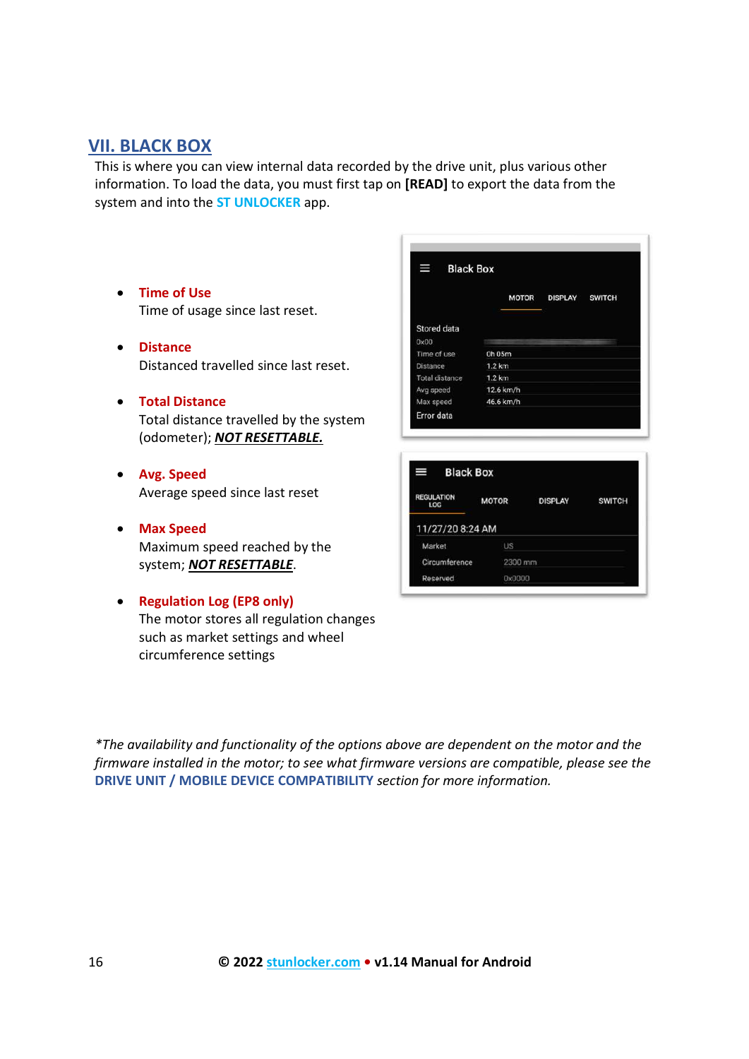## VII. BLACK BOX

This is where you can view internal data recorded by the drive unit, plus various other information. To load the data, you must first tap on **[READ]** to export the data from the system and into the **ST UNLOCKER** app.

- **Time of Use**
  Time of usage since last reset.
- **Distance**
  Distanced travelled since last reset.
- **Total Distance**
  Total distance travelled by the system (odometer); ***NOT RESETTABLE.***
- **Avg. Speed**
  Average speed since last reset
- **Max Speed**
  Maximum speed reached by the system; ***NOT RESETTABLE***.
- **Regulation Log (EP8 only)**
  The motor stores all regulation changes such as market settings and wheel circumference settings

*\*The availability and functionality of the options above are dependent on the motor and the firmware installed in the motor; to see what firmware versions are compatible, please see the* **DRIVE UNIT / MOBILE DEVICE COMPATIBILITY** *section for more information.*

© 2022 stunlocker.com • v1.14 Manual for Android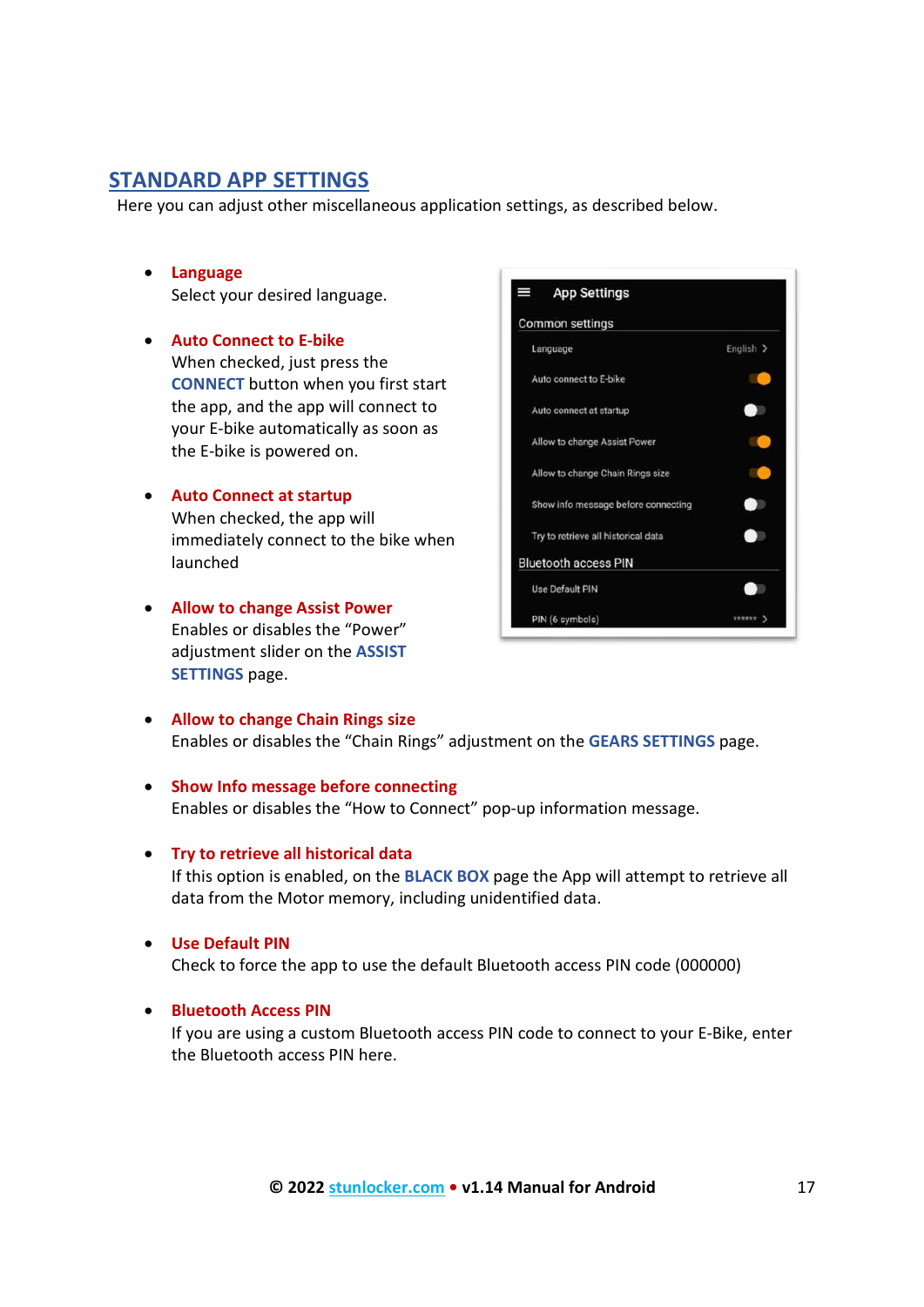## STANDARD APP SETTINGS

Here you can adjust other miscellaneous application settings, as described below.

- **Language**
  Select your desired language.

- **Auto Connect to E-bike**
  When checked, just press the **CONNECT** button when you first start the app, and the app will connect to your E-bike automatically as soon as the E-bike is powered on.

- **Auto Connect at startup**
  When checked, the app will immediately connect to the bike when launched

- **Allow to change Assist Power**
  Enables or disables the "Power" adjustment slider on the **ASSIST SETTINGS** page.

- **Allow to change Chain Rings size**
  Enables or disables the "Chain Rings" adjustment on the **GEARS SETTINGS** page.

- **Show Info message before connecting**
  Enables or disables the "How to Connect" pop-up information message.

- **Try to retrieve all historical data**
  If this option is enabled, on the **BLACK BOX** page the App will attempt to retrieve all data from the Motor memory, including unidentified data.

- **Use Default PIN**
  Check to force the app to use the default Bluetooth access PIN code (000000)

- **Bluetooth Access PIN**
  If you are using a custom Bluetooth access PIN code to connect to your E-Bike, enter the Bluetooth access PIN here.

App Settings

Common settings

Language English

Auto connect to E-bike

Auto connect at startup

Allow to change Assist Power

Allow to change Chain Rings size

Show info message before connecting

Try to retrieve all historical data

Bluetooth access PIN

Use Default PIN

PIN (6 symbols) ******

© 2022 stunlocker.com • v1.14 Manual for Android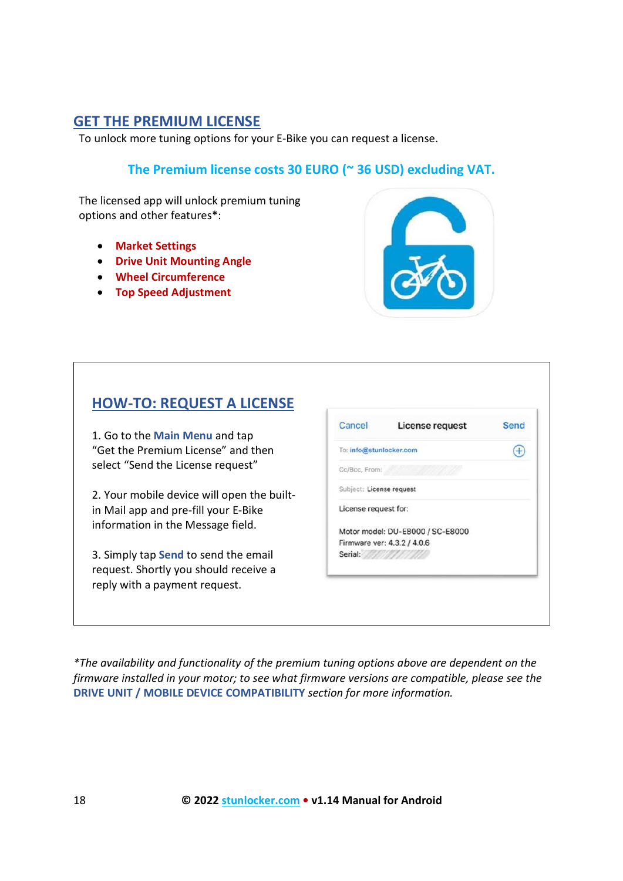## GET THE PREMIUM LICENSE

To unlock more tuning options for your E-Bike you can request a license.

**The Premium license costs 30 EURO (~ 36 USD) excluding VAT.**

The licensed app will unlock premium tuning options and other features*:

- **Market Settings**
- **Drive Unit Mounting Angle**
- **Wheel Circumference**
- **Top Speed Adjustment**

## HOW-TO: REQUEST A LICENSE

1. Go to the **Main Menu** and tap "Get the Premium License" and then select "Send the License request"

2. Your mobile device will open the built-in Mail app and pre-fill your E-Bike information in the Message field.

3. Simply tap **Send** to send the email request. Shortly you should receive a reply with a payment request.

Cancel License request Send

To: info@stunlocker.com

Cc/Bcc, From:

Subject: License request

License request for:

Motor model: DU-E8000 / SC-E8000
Firmware ver: 4.3.2 / 4.0.6
Serial:

*\*The availability and functionality of the premium tuning options above are dependent on the firmware installed in your motor; to see what firmware versions are compatible, please see the* **DRIVE UNIT / MOBILE DEVICE COMPATIBILITY** *section for more information.*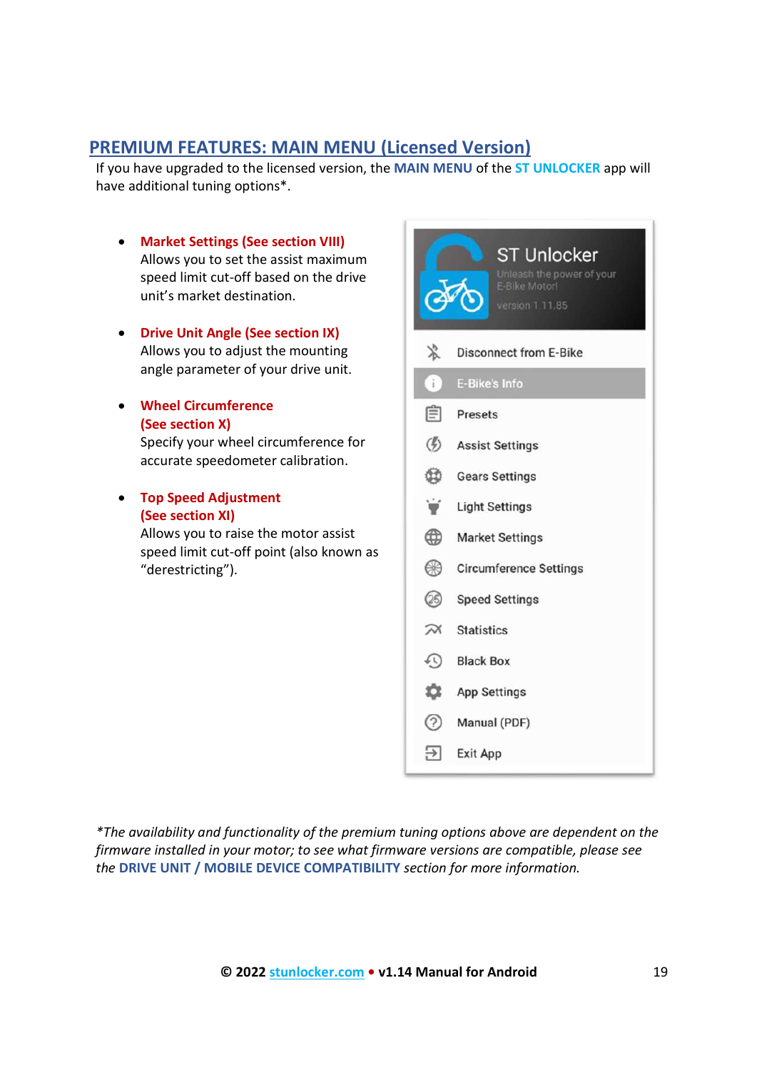## PREMIUM FEATURES: MAIN MENU (Licensed Version)

If you have upgraded to the licensed version, the **MAIN MENU** of the **ST UNLOCKER** app will have additional tuning options*.

- **Market Settings (See section VIII)**
  Allows you to set the assist maximum speed limit cut-off based on the drive unit's market destination.

- **Drive Unit Angle (See section IX)**
  Allows you to adjust the mounting angle parameter of your drive unit.

- **Wheel Circumference (See section X)**
  Specify your wheel circumference for accurate speedometer calibration.

- **Top Speed Adjustment (See section XI)**
  Allows you to raise the motor assist speed limit cut-off point (also known as "derestricting").

ST Unlocker
Unleash the power of your E-Bike Motor!
version 1.11.85

- Disconnect from E-Bike
- E-Bike's Info
- Presets
- Assist Settings
- Gears Settings
- Light Settings
- Market Settings
- Circumference Settings
- Speed Settings
- Statistics
- Black Box
- App Settings
- Manual (PDF)
- Exit App

*\*The availability and functionality of the premium tuning options above are dependent on the firmware installed in your motor; to see what firmware versions are compatible, please see the **DRIVE UNIT / MOBILE DEVICE COMPATIBILITY** section for more information.*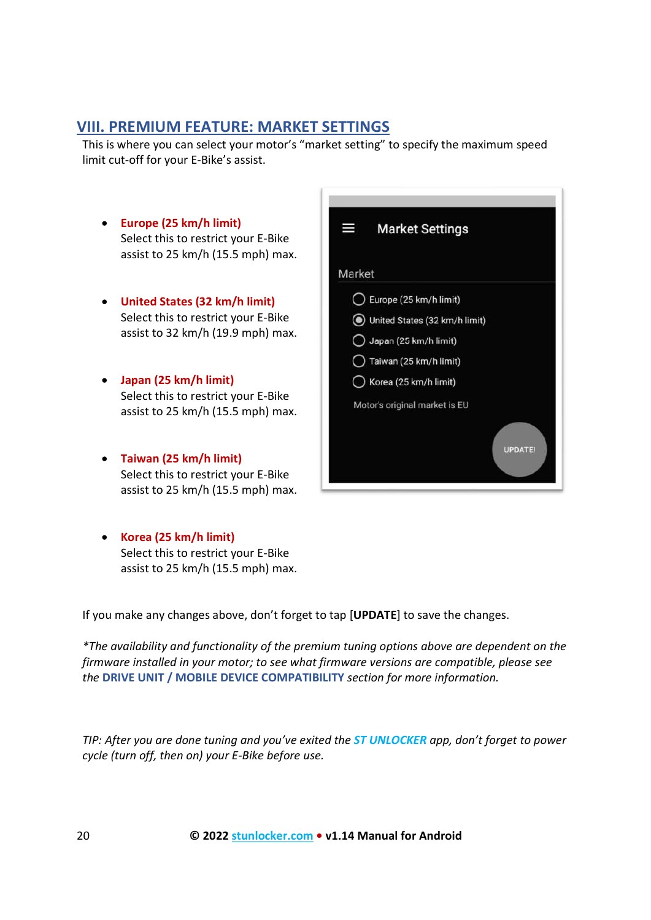## VIII. PREMIUM FEATURE: MARKET SETTINGS

This is where you can select your motor's "market setting" to specify the maximum speed limit cut-off for your E-Bike's assist.

- **Europe (25 km/h limit)**
  Select this to restrict your E-Bike assist to 25 km/h (15.5 mph) max.

- **United States (32 km/h limit)**
  Select this to restrict your E-Bike assist to 32 km/h (19.9 mph) max.

- **Japan (25 km/h limit)**
  Select this to restrict your E-Bike assist to 25 km/h (15.5 mph) max.

- **Taiwan (25 km/h limit)**
  Select this to restrict your E-Bike assist to 25 km/h (15.5 mph) max.

- **Korea (25 km/h limit)**
  Select this to restrict your E-Bike assist to 25 km/h (15.5 mph) max.

If you make any changes above, don't forget to tap [**UPDATE**] to save the changes.

*\*The availability and functionality of the premium tuning options above are dependent on the firmware installed in your motor; to see what firmware versions are compatible, please see the* **DRIVE UNIT / MOBILE DEVICE COMPATIBILITY** *section for more information.*

*TIP: After you are done tuning and you've exited the* ***ST UNLOCKER*** *app, don't forget to power cycle (turn off, then on) your E-Bike before use.*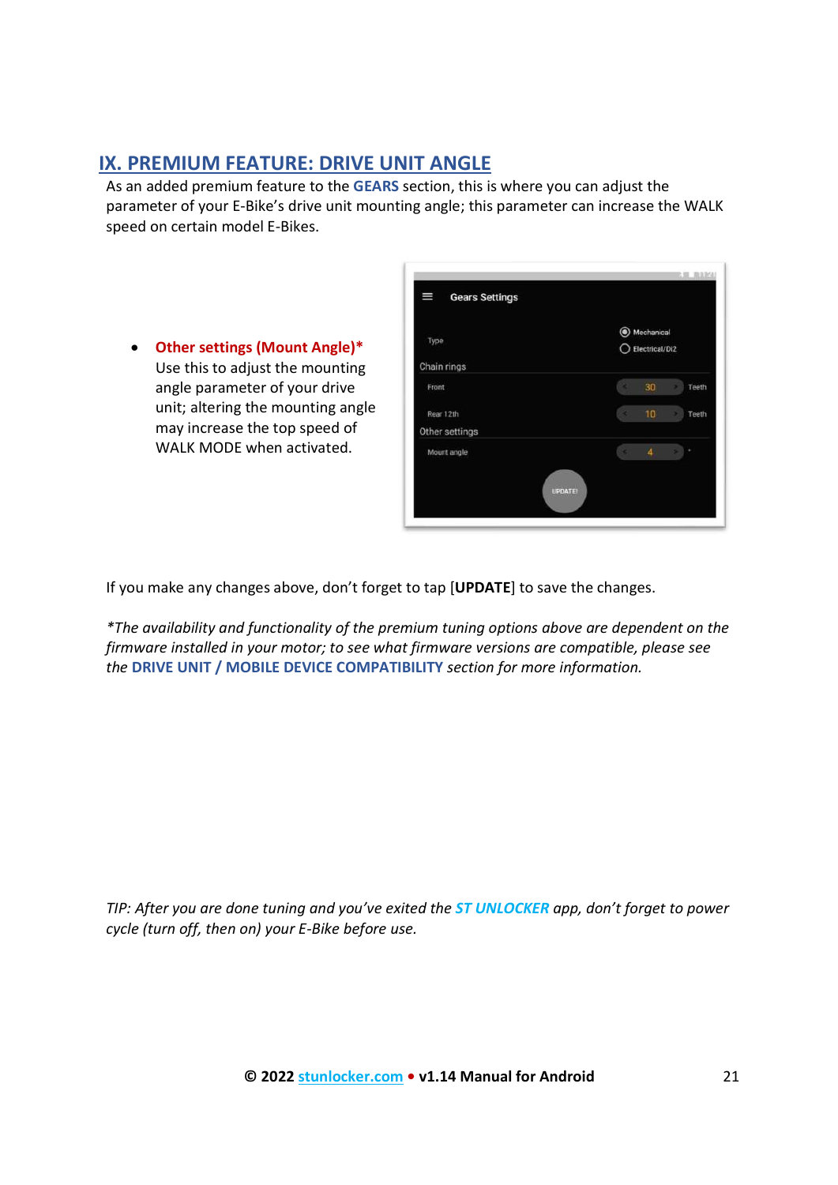## IX. PREMIUM FEATURE: DRIVE UNIT ANGLE

As an added premium feature to the **GEARS** section, this is where you can adjust the parameter of your E-Bike's drive unit mounting angle; this parameter can increase the WALK speed on certain model E-Bikes.

- **Other settings (Mount Angle)***
  Use this to adjust the mounting angle parameter of your drive unit; altering the mounting angle may increase the top speed of WALK MODE when activated.

If you make any changes above, don't forget to tap [**UPDATE**] to save the changes.

**The availability and functionality of the premium tuning options above are dependent on the firmware installed in your motor; to see what firmware versions are compatible, please see the* ***DRIVE UNIT / MOBILE DEVICE COMPATIBILITY*** *section for more information.*

*TIP: After you are done tuning and you've exited the* ***ST UNLOCKER*** *app, don't forget to power cycle (turn off, then on) your E-Bike before use.*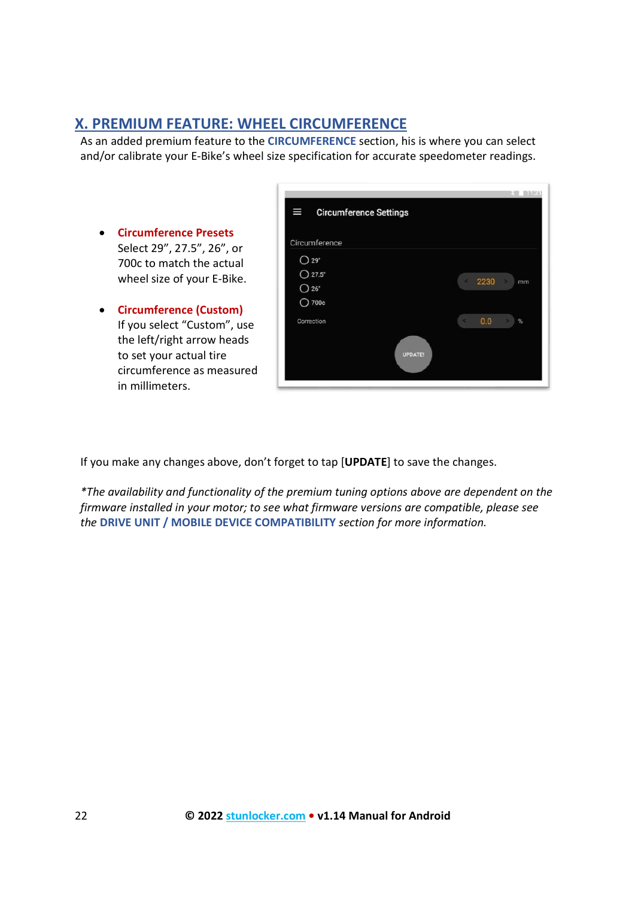## X. PREMIUM FEATURE: WHEEL CIRCUMFERENCE

As an added premium feature to the **CIRCUMFERENCE** section, his is where you can select and/or calibrate your E-Bike's wheel size specification for accurate speedometer readings.

- **Circumference Presets**
  Select 29", 27.5", 26", or 700c to match the actual wheel size of your E-Bike.

- **Circumference (Custom)**
  If you select "Custom", use the left/right arrow heads to set your actual tire circumference as measured in millimeters.

Circumference Settings
Circumference
29"
27.5"
26"
700c
2230 mm
Correction
0.0 %
UPDATE!

If you make any changes above, don't forget to tap [**UPDATE**] to save the changes.

*\*The availability and functionality of the premium tuning options above are dependent on the firmware installed in your motor; to see what firmware versions are compatible, please see the* **DRIVE UNIT / MOBILE DEVICE COMPATIBILITY** *section for more information.*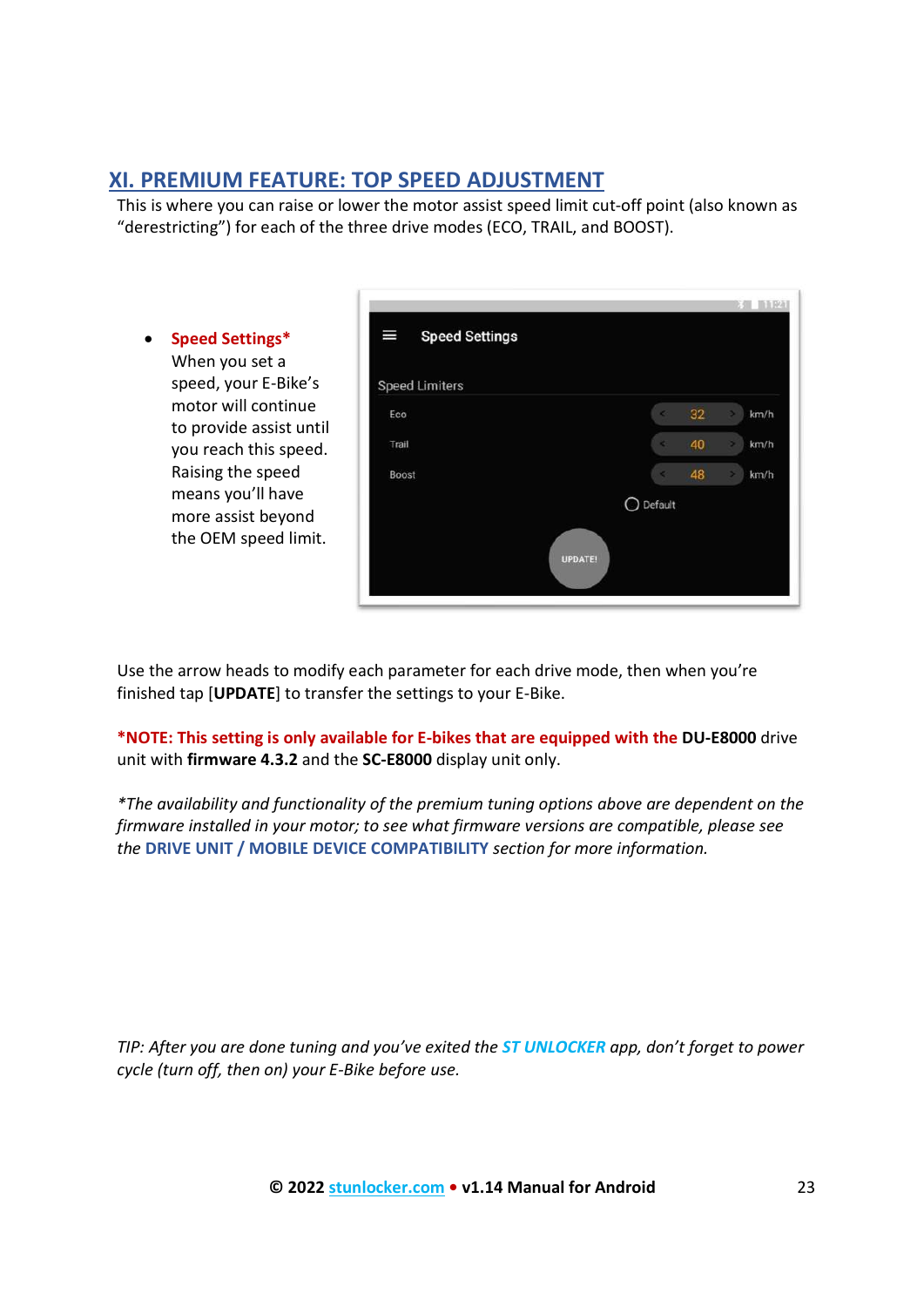## XI. PREMIUM FEATURE: TOP SPEED ADJUSTMENT

This is where you can raise or lower the motor assist speed limit cut-off point (also known as "derestricting") for each of the three drive modes (ECO, TRAIL, and BOOST).

- **Speed Settings***
  When you set a speed, your E-Bike's motor will continue to provide assist until you reach this speed. Raising the speed means you'll have more assist beyond the OEM speed limit.

Use the arrow heads to modify each parameter for each drive mode, then when you're finished tap [**UPDATE**] to transfer the settings to your E-Bike.

***NOTE: This setting is only available for E-bikes that are equipped with the DU-E8000** drive unit with **firmware 4.3.2** and the **SC-E8000** display unit only.

*\*The availability and functionality of the premium tuning options above are dependent on the firmware installed in your motor; to see what firmware versions are compatible, please see the* **DRIVE UNIT / MOBILE DEVICE COMPATIBILITY** *section for more information.*

*TIP: After you are done tuning and you've exited the* ***ST UNLOCKER*** *app, don't forget to power cycle (turn off, then on) your E-Bike before use.*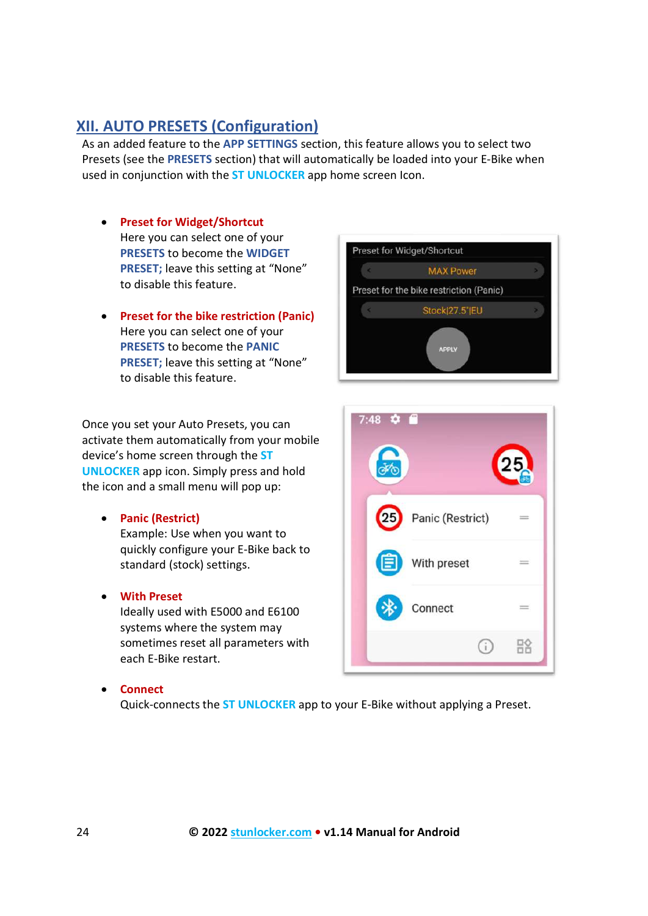## XII. AUTO PRESETS (Configuration)

As an added feature to the **APP SETTINGS** section, this feature allows you to select two Presets (see the **PRESETS** section) that will automatically be loaded into your E-Bike when used in conjunction with the **ST UNLOCKER** app home screen Icon.

- **Preset for Widget/Shortcut**
  Here you can select one of your **PRESETS** to become the **WIDGET PRESET;** leave this setting at "None" to disable this feature.

- **Preset for the bike restriction (Panic)**
  Here you can select one of your **PRESETS** to become the **PANIC PRESET;** leave this setting at "None" to disable this feature.

Once you set your Auto Presets, you can activate them automatically from your mobile device's home screen through the **ST UNLOCKER** app icon. Simply press and hold the icon and a small menu will pop up:

- **Panic (Restrict)**
  Example: Use when you want to quickly configure your E-Bike back to standard (stock) settings.

- **With Preset**
  Ideally used with E5000 and E6100 systems where the system may sometimes reset all parameters with each E-Bike restart.

- **Connect**
  Quick-connects the **ST UNLOCKER** app to your E-Bike without applying a Preset.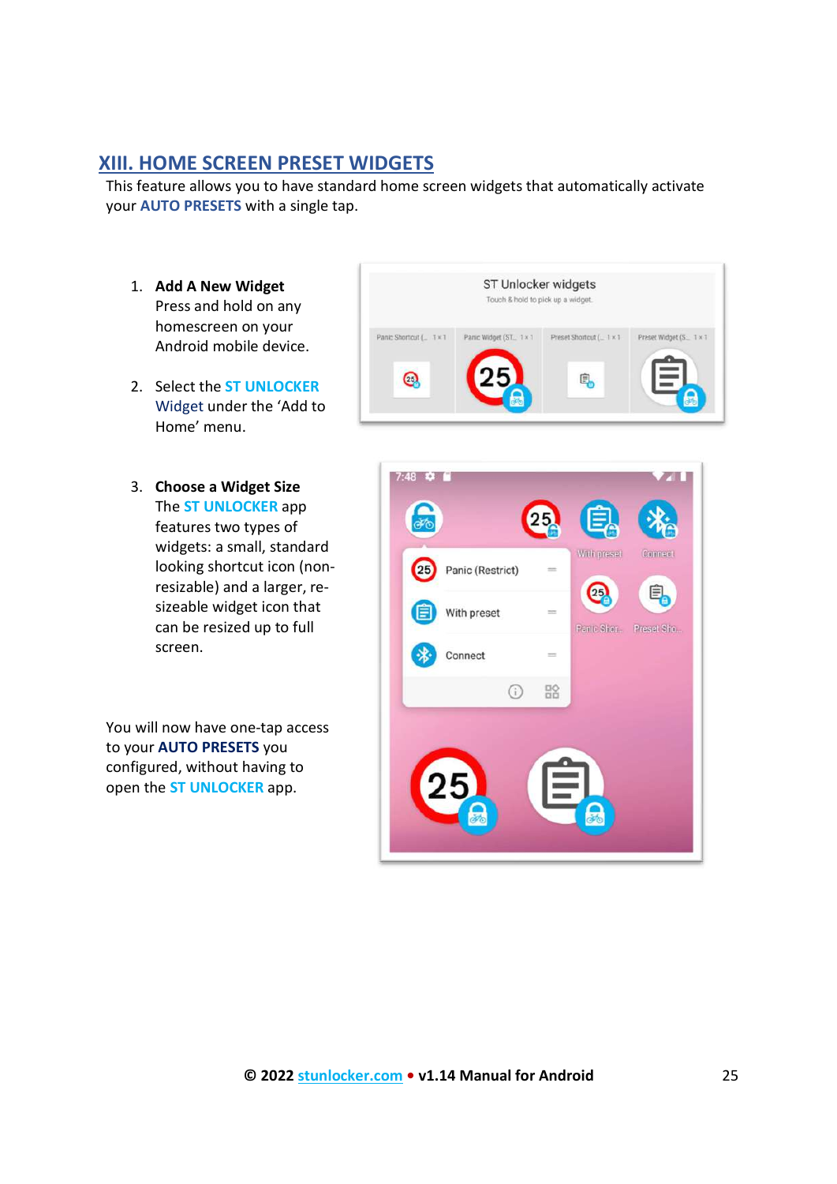## XIII. HOME SCREEN PRESET WIDGETS

This feature allows you to have standard home screen widgets that automatically activate your **AUTO PRESETS** with a single tap.

1. **Add A New Widget**
   Press and hold on any homescreen on your Android mobile device.

2. Select the **ST UNLOCKER** Widget under the 'Add to Home' menu.

3. **Choose a Widget Size**
   The **ST UNLOCKER** app features two types of widgets: a small, standard looking shortcut icon (non-resizable) and a larger, re-sizeable widget icon that can be resized up to full screen.

You will now have one-tap access to your **AUTO PRESETS** you configured, without having to open the **ST UNLOCKER** app.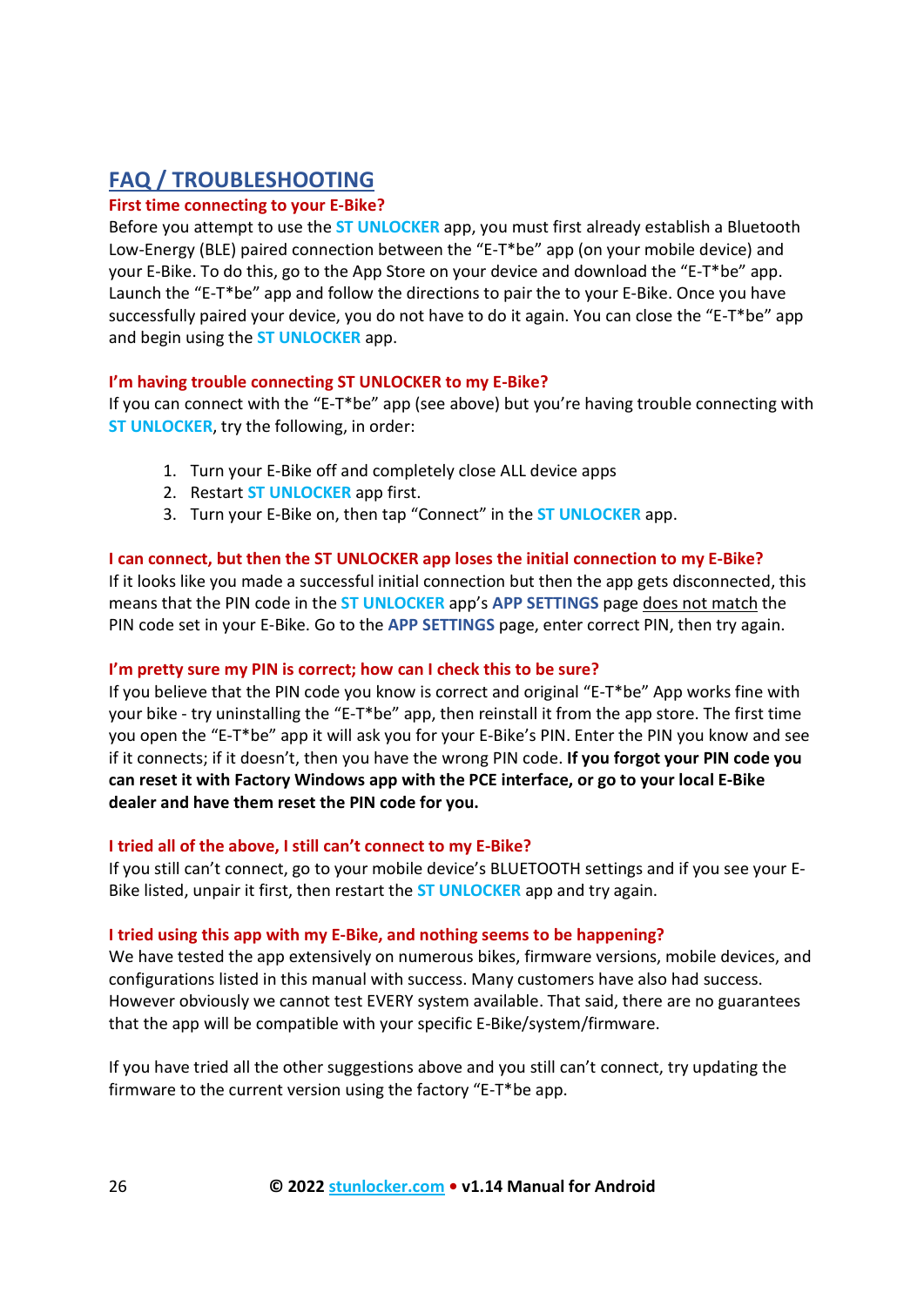## FAQ / TROUBLESHOOTING

**First time connecting to your E-Bike?**

Before you attempt to use the **ST UNLOCKER** app, you must first already establish a Bluetooth Low-Energy (BLE) paired connection between the "E-T*be" app (on your mobile device) and your E-Bike. To do this, go to the App Store on your device and download the "E-T*be" app. Launch the "E-T*be" app and follow the directions to pair the to your E-Bike. Once you have successfully paired your device, you do not have to do it again. You can close the "E-T*be" app and begin using the **ST UNLOCKER** app.

**I'm having trouble connecting ST UNLOCKER to my E-Bike?**

If you can connect with the "E-T*be" app (see above) but you're having trouble connecting with **ST UNLOCKER**, try the following, in order:

1. Turn your E-Bike off and completely close ALL device apps
2. Restart **ST UNLOCKER** app first.
3. Turn your E-Bike on, then tap "Connect" in the **ST UNLOCKER** app.

**I can connect, but then the ST UNLOCKER app loses the initial connection to my E-Bike?**

If it looks like you made a successful initial connection but then the app gets disconnected, this means that the PIN code in the **ST UNLOCKER** app's **APP SETTINGS** page does not match the PIN code set in your E-Bike. Go to the **APP SETTINGS** page, enter correct PIN, then try again.

**I'm pretty sure my PIN is correct; how can I check this to be sure?**

If you believe that the PIN code you know is correct and original "E-T*be" App works fine with your bike - try uninstalling the "E-T*be" app, then reinstall it from the app store. The first time you open the "E-T*be" app it will ask you for your E-Bike's PIN. Enter the PIN you know and see if it connects; if it doesn't, then you have the wrong PIN code. **If you forgot your PIN code you can reset it with Factory Windows app with the PCE interface, or go to your local E-Bike dealer and have them reset the PIN code for you.**

**I tried all of the above, I still can't connect to my E-Bike?**

If you still can't connect, go to your mobile device's BLUETOOTH settings and if you see your E-Bike listed, unpair it first, then restart the **ST UNLOCKER** app and try again.

**I tried using this app with my E-Bike, and nothing seems to be happening?**

We have tested the app extensively on numerous bikes, firmware versions, mobile devices, and configurations listed in this manual with success. Many customers have also had success. However obviously we cannot test EVERY system available. That said, there are no guarantees that the app will be compatible with your specific E-Bike/system/firmware.

If you have tried all the other suggestions above and you still can't connect, try updating the firmware to the current version using the factory "E-T*be app.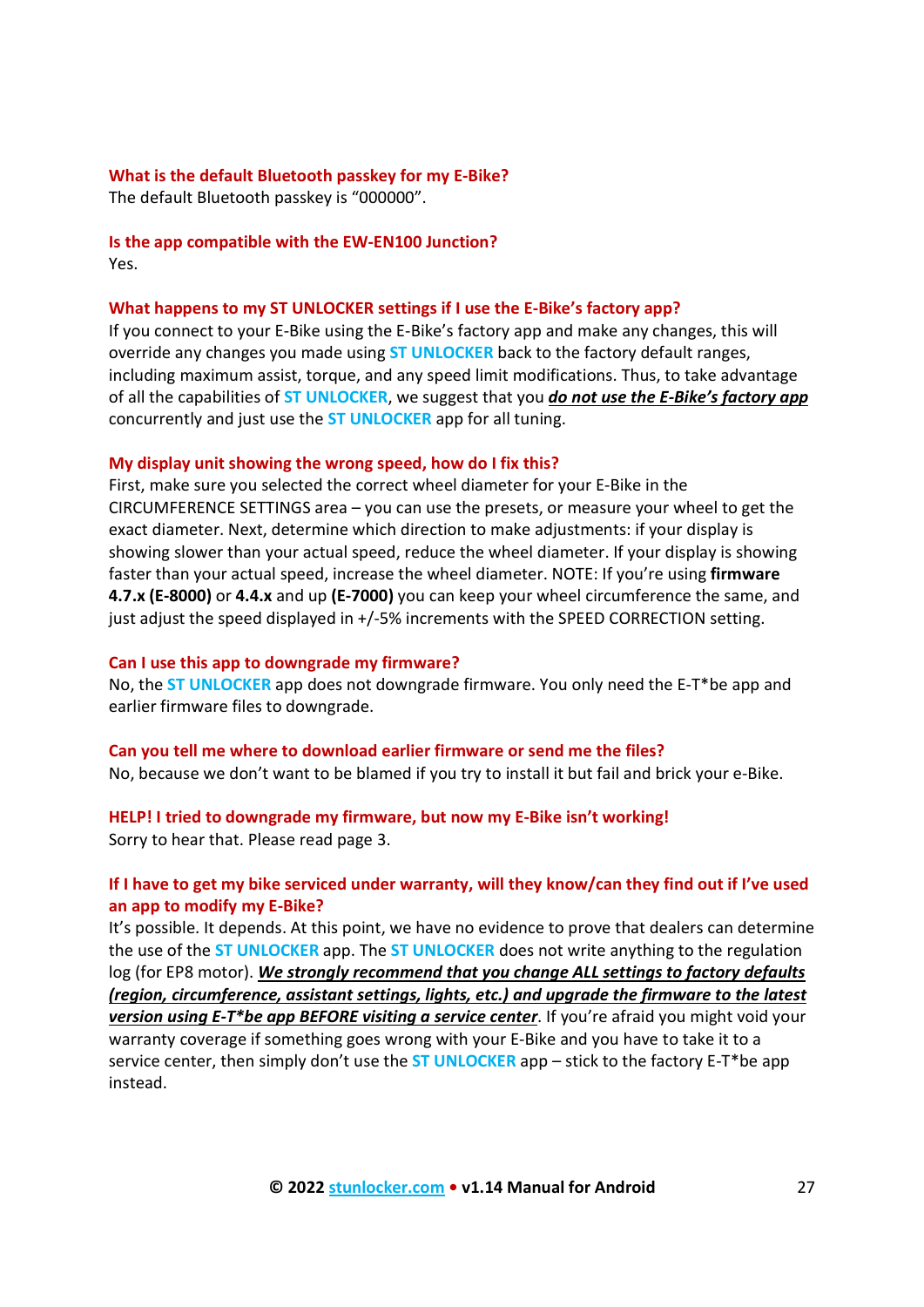**What is the default Bluetooth passkey for my E-Bike?**
The default Bluetooth passkey is “000000”.

**Is the app compatible with the EW-EN100 Junction?**
Yes.

**What happens to my ST UNLOCKER settings if I use the E-Bike’s factory app?**
If you connect to your E-Bike using the E-Bike’s factory app and make any changes, this will override any changes you made using **ST UNLOCKER** back to the factory default ranges, including maximum assist, torque, and any speed limit modifications. Thus, to take advantage of all the capabilities of **ST UNLOCKER**, we suggest that you ***do not use the E-Bike’s factory app*** concurrently and just use the **ST UNLOCKER** app for all tuning.

**My display unit showing the wrong speed, how do I fix this?**
First, make sure you selected the correct wheel diameter for your E-Bike in the CIRCUMFERENCE SETTINGS area – you can use the presets, or measure your wheel to get the exact diameter. Next, determine which direction to make adjustments: if your display is showing slower than your actual speed, reduce the wheel diameter. If your display is showing faster than your actual speed, increase the wheel diameter. NOTE: If you’re using **firmware 4.7.x (E-8000)** or **4.4.x** and up **(E-7000)** you can keep your wheel circumference the same, and just adjust the speed displayed in +/-5% increments with the SPEED CORRECTION setting.

**Can I use this app to downgrade my firmware?**
No, the **ST UNLOCKER** app does not downgrade firmware. You only need the E-T*be app and earlier firmware files to downgrade.

**Can you tell me where to download earlier firmware or send me the files?**
No, because we don’t want to be blamed if you try to install it but fail and brick your e-Bike.

**HELP! I tried to downgrade my firmware, but now my E-Bike isn’t working!**
Sorry to hear that. Please read page 3.

**If I have to get my bike serviced under warranty, will they know/can they find out if I’ve used an app to modify my E-Bike?**
It’s possible. It depends. At this point, we have no evidence to prove that dealers can determine the use of the **ST UNLOCKER** app. The **ST UNLOCKER** does not write anything to the regulation log (for EP8 motor). ***We strongly recommend that you change ALL settings to factory defaults (region, circumference, assistant settings, lights, etc.) and upgrade the firmware to the latest version using E-T*be app BEFORE visiting a service center***. If you’re afraid you might void your warranty coverage if something goes wrong with your E-Bike and you have to take it to a service center, then simply don’t use the **ST UNLOCKER** app – stick to the factory E-T*be app instead.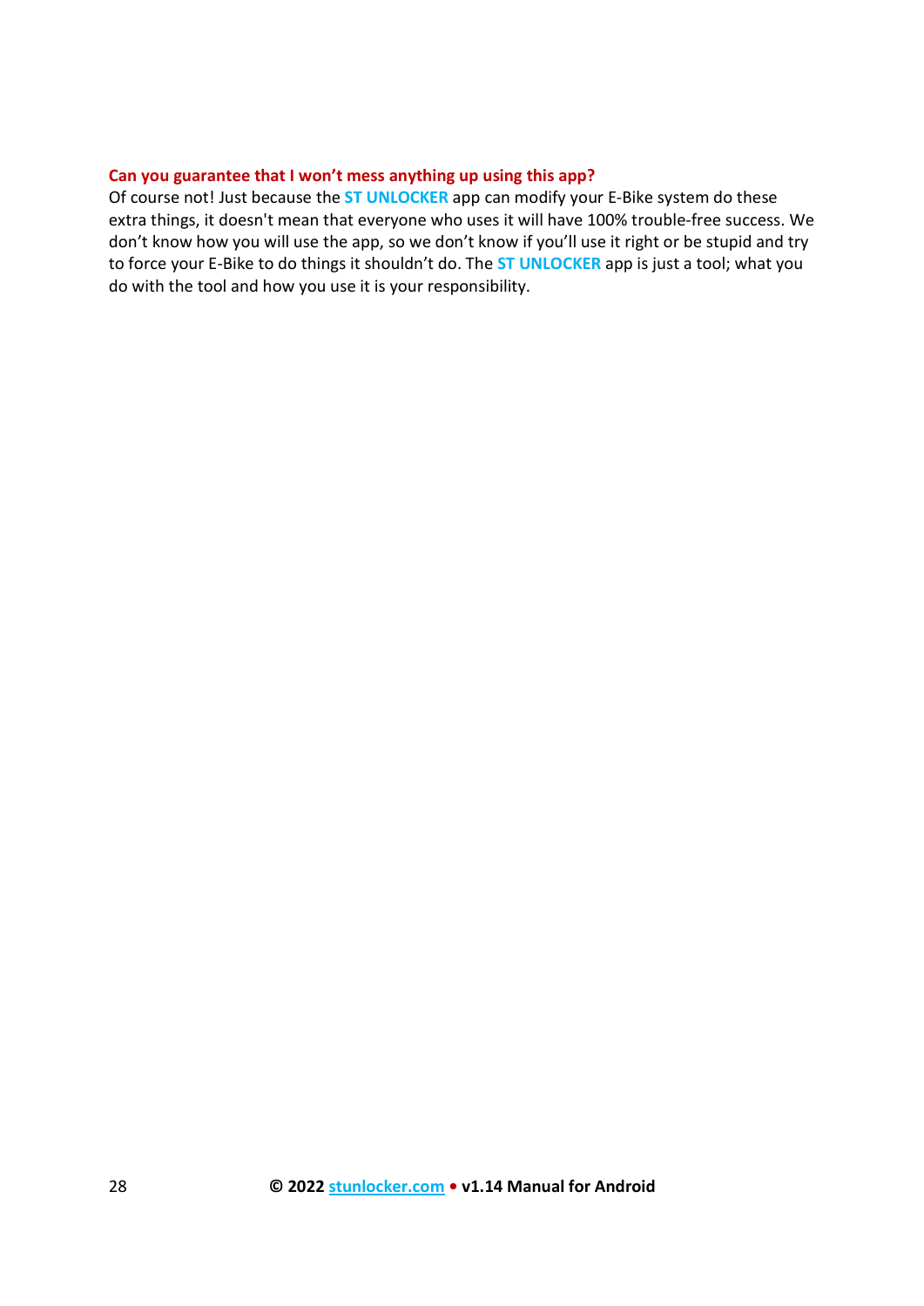**Can you guarantee that I won't mess anything up using this app?**

Of course not! Just because the **ST UNLOCKER** app can modify your E-Bike system do these extra things, it doesn't mean that everyone who uses it will have 100% trouble-free success. We don't know how you will use the app, so we don't know if you'll use it right or be stupid and try to force your E-Bike to do things it shouldn't do. The **ST UNLOCKER** app is just a tool; what you do with the tool and how you use it is your responsibility.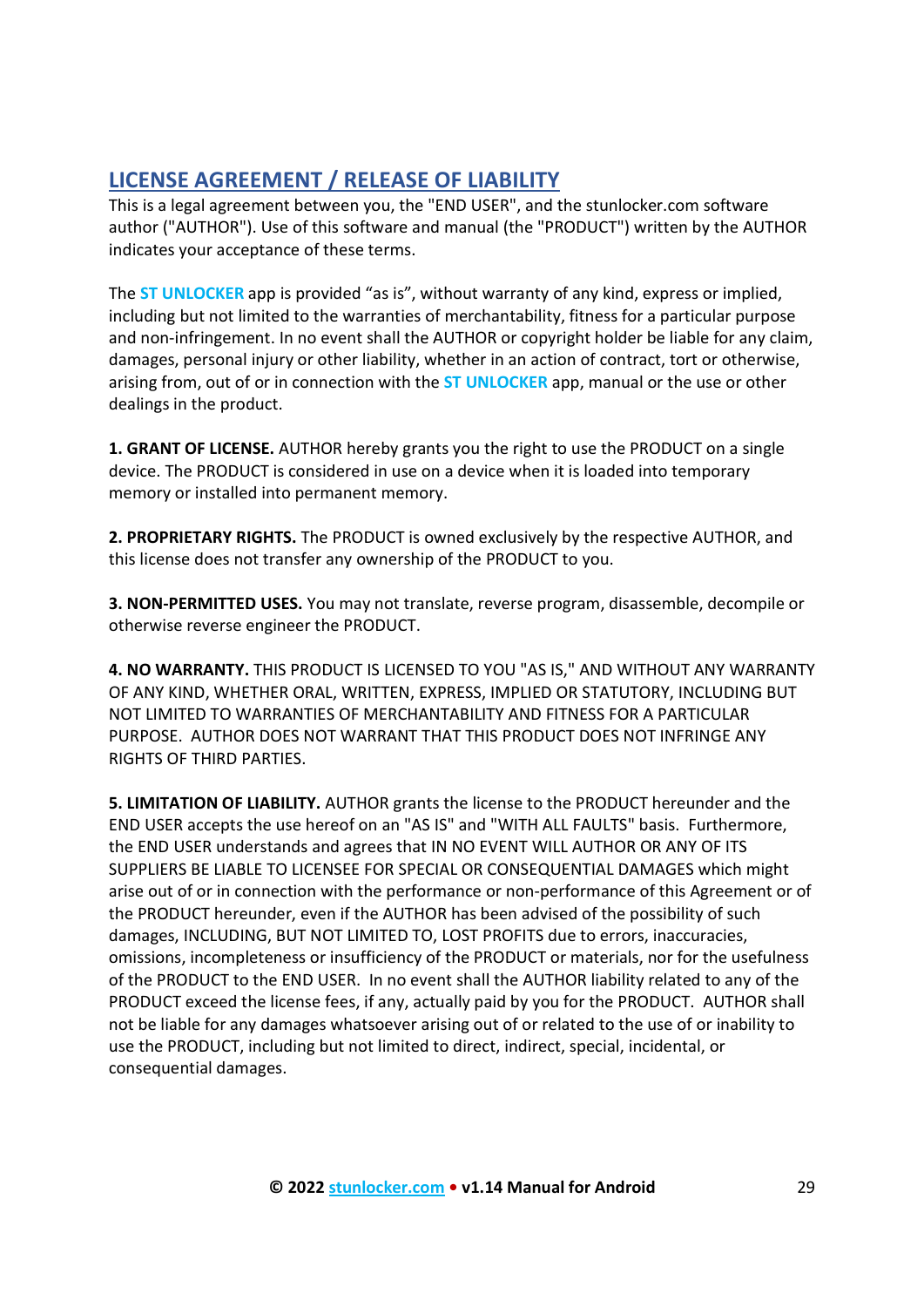## LICENSE AGREEMENT / RELEASE OF LIABILITY

This is a legal agreement between you, the "END USER", and the stunlocker.com software author ("AUTHOR"). Use of this software and manual (the "PRODUCT") written by the AUTHOR indicates your acceptance of these terms.

The **ST UNLOCKER** app is provided "as is", without warranty of any kind, express or implied, including but not limited to the warranties of merchantability, fitness for a particular purpose and non-infringement. In no event shall the AUTHOR or copyright holder be liable for any claim, damages, personal injury or other liability, whether in an action of contract, tort or otherwise, arising from, out of or in connection with the **ST UNLOCKER** app, manual or the use or other dealings in the product.

**1. GRANT OF LICENSE.** AUTHOR hereby grants you the right to use the PRODUCT on a single device. The PRODUCT is considered in use on a device when it is loaded into temporary memory or installed into permanent memory.

**2. PROPRIETARY RIGHTS.** The PRODUCT is owned exclusively by the respective AUTHOR, and this license does not transfer any ownership of the PRODUCT to you.

**3. NON-PERMITTED USES.** You may not translate, reverse program, disassemble, decompile or otherwise reverse engineer the PRODUCT.

**4. NO WARRANTY.** THIS PRODUCT IS LICENSED TO YOU "AS IS," AND WITHOUT ANY WARRANTY OF ANY KIND, WHETHER ORAL, WRITTEN, EXPRESS, IMPLIED OR STATUTORY, INCLUDING BUT NOT LIMITED TO WARRANTIES OF MERCHANTABILITY AND FITNESS FOR A PARTICULAR PURPOSE. AUTHOR DOES NOT WARRANT THAT THIS PRODUCT DOES NOT INFRINGE ANY RIGHTS OF THIRD PARTIES.

**5. LIMITATION OF LIABILITY.** AUTHOR grants the license to the PRODUCT hereunder and the END USER accepts the use hereof on an "AS IS" and "WITH ALL FAULTS" basis. Furthermore, the END USER understands and agrees that IN NO EVENT WILL AUTHOR OR ANY OF ITS SUPPLIERS BE LIABLE TO LICENSEE FOR SPECIAL OR CONSEQUENTIAL DAMAGES which might arise out of or in connection with the performance or non-performance of this Agreement or of the PRODUCT hereunder, even if the AUTHOR has been advised of the possibility of such damages, INCLUDING, BUT NOT LIMITED TO, LOST PROFITS due to errors, inaccuracies, omissions, incompleteness or insufficiency of the PRODUCT or materials, nor for the usefulness of the PRODUCT to the END USER. In no event shall the AUTHOR liability related to any of the PRODUCT exceed the license fees, if any, actually paid by you for the PRODUCT. AUTHOR shall not be liable for any damages whatsoever arising out of or related to the use of or inability to use the PRODUCT, including but not limited to direct, indirect, special, incidental, or consequential damages.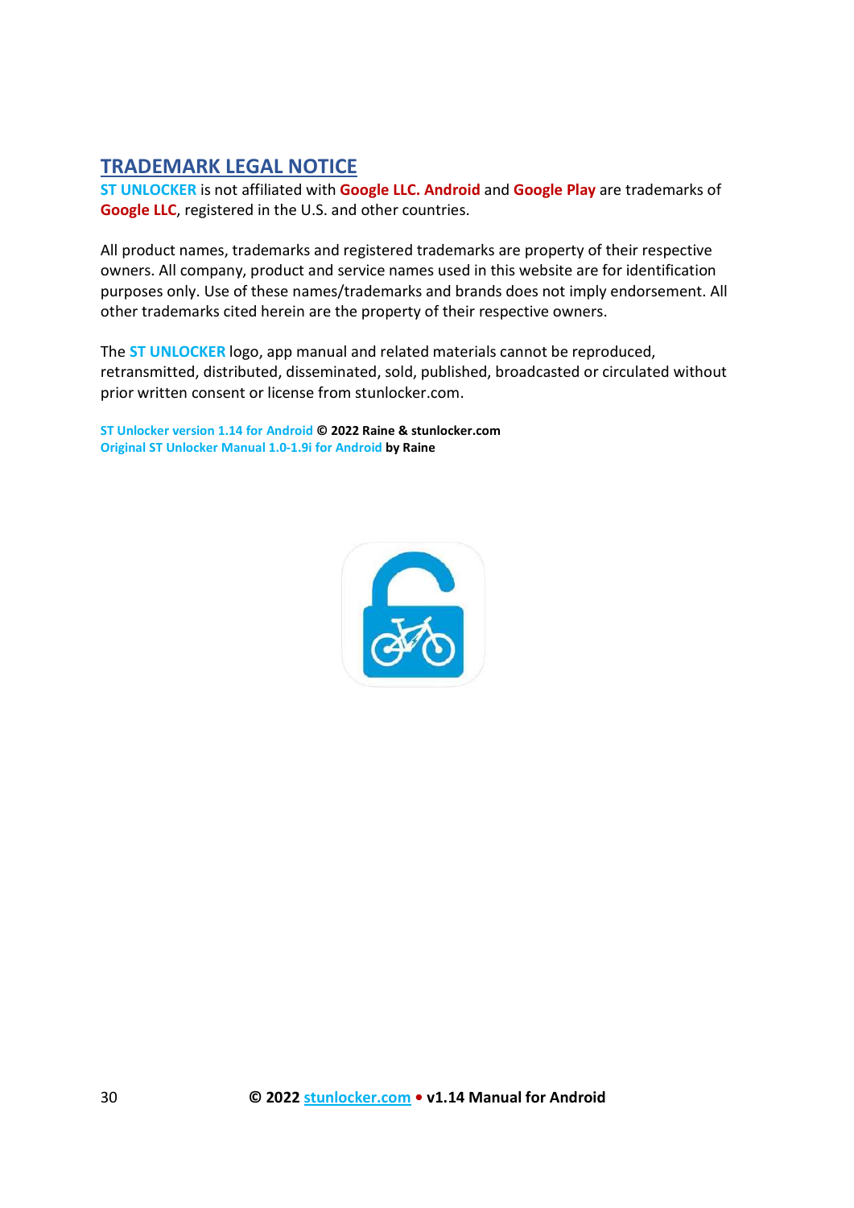## TRADEMARK LEGAL NOTICE

**ST UNLOCKER** is not affiliated with **Google LLC. Android** and **Google Play** are trademarks of **Google LLC**, registered in the U.S. and other countries.

All product names, trademarks and registered trademarks are property of their respective owners. All company, product and service names used in this website are for identification purposes only. Use of these names/trademarks and brands does not imply endorsement. All other trademarks cited herein are the property of their respective owners.

The **ST UNLOCKER** logo, app manual and related materials cannot be reproduced, retransmitted, distributed, disseminated, sold, published, broadcasted or circulated without prior written consent or license from stunlocker.com.

**ST Unlocker version 1.14 for Android © 2022 Raine & stunlocker.com**
**Original ST Unlocker Manual 1.0-1.9i for Android by Raine**